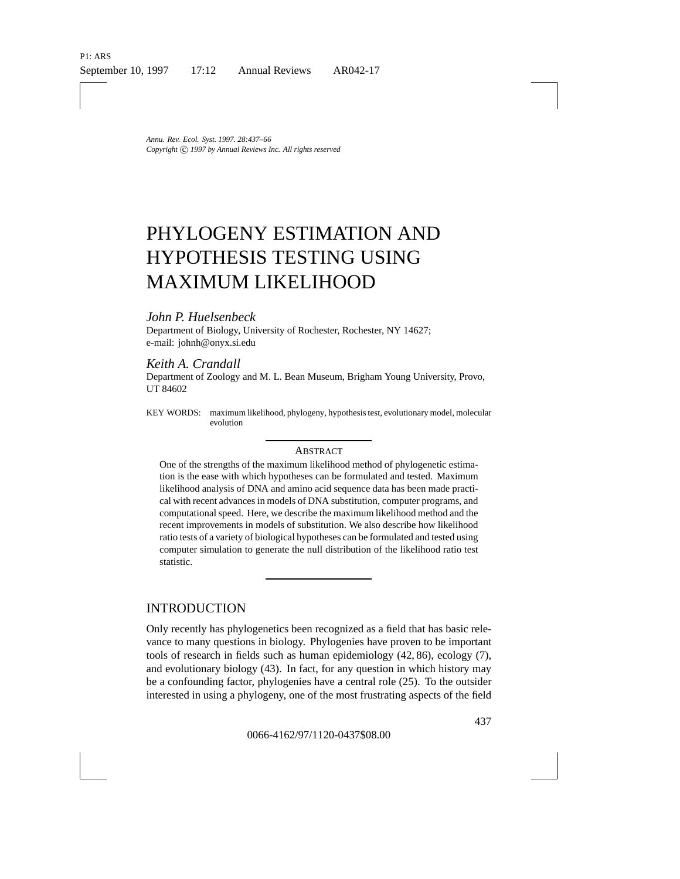# PHYLOGENY ESTIMATION AND HYPOTHESIS TESTING USING MAXIMUM LIKELIHOOD

*John P. Huelsenbeck*

Department of Biology, University of Rochester, Rochester, NY 14627; e-mail: johnh@onyx.si.edu

*Keith A. Crandall*

Department of Zoology and M. L. Bean Museum, Brigham Young University, Provo, UT 84602

KEY WORDS: maximum likelihood, phylogeny, hypothesis test, evolutionary model, molecular evolution

## Abstract

One of the strengths of the maximum likelihood method of phylogenetic estimation is the ease with which hypotheses can be formulated and tested. Maximum likelihood analysis of DNA and amino acid sequence data has been made practical with recent advances in models of DNA substitution, computer programs, and computational speed. Here, we describe the maximum likelihood method and the recent improvements in models of substitution. We also describe how likelihood ratio tests of a variety of biological hypotheses can be formulated and tested using computer simulation to generate the null distribution of the likelihood ratio test statistic.

## INTRODUCTION

Only recently has phylogenetics been recognized as a field that has basic relevance to many questions in biology. Phylogenies have proven to be important tools of research in fields such as human epidemiology (42, 86), ecology (7), and evolutionary biology (43). In fact, for any question in which history may be a confounding factor, phylogenies have a central role (25). To the outsider interested in using a phylogeny, one of the most frustrating aspects of the field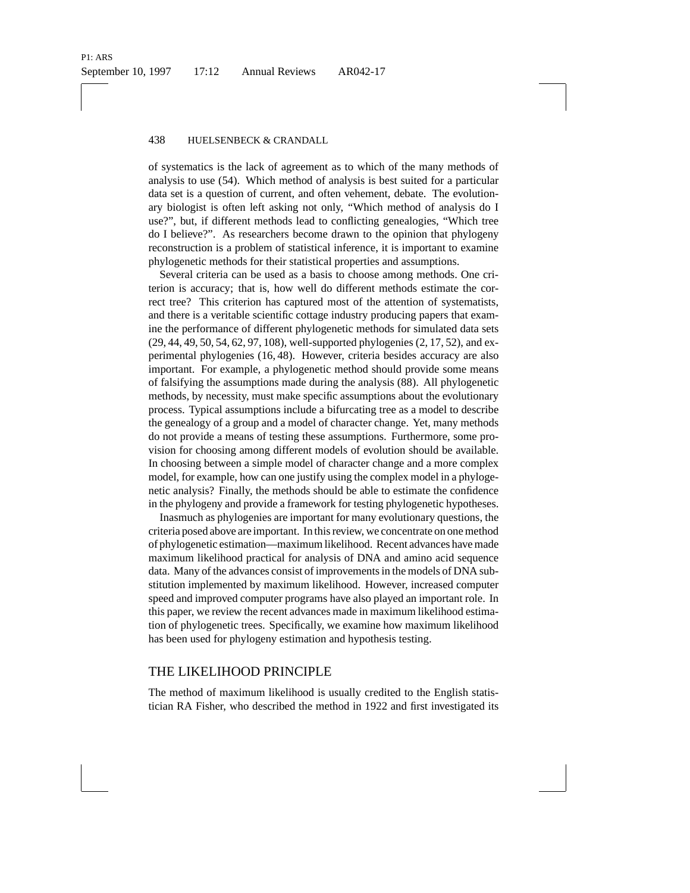of systematics is the lack of agreement as to which of the many methods of analysis to use (54). Which method of analysis is best suited for a particular data set is a question of current, and often vehement, debate. The evolutionary biologist is often left asking not only, "Which method of analysis do I use?", but, if different methods lead to conflicting genealogies, "Which tree do I believe?". As researchers become drawn to the opinion that phylogeny reconstruction is a problem of statistical inference, it is important to examine phylogenetic methods for their statistical properties and assumptions.

Several criteria can be used as a basis to choose among methods. One criterion is accuracy; that is, how well do different methods estimate the correct tree? This criterion has captured most of the attention of systematists, and there is a veritable scientific cottage industry producing papers that examine the performance of different phylogenetic methods for simulated data sets (29, 44, 49, 50, 54, 62, 97, 108), well-supported phylogenies (2, 17, 52), and experimental phylogenies (16, 48). However, criteria besides accuracy are also important. For example, a phylogenetic method should provide some means of falsifying the assumptions made during the analysis (88). All phylogenetic methods, by necessity, must make specific assumptions about the evolutionary process. Typical assumptions include a bifurcating tree as a model to describe the genealogy of a group and a model of character change. Yet, many methods do not provide a means of testing these assumptions. Furthermore, some provision for choosing among different models of evolution should be available. In choosing between a simple model of character change and a more complex model, for example, how can one justify using the complex model in a phylogenetic analysis? Finally, the methods should be able to estimate the confidence in the phylogeny and provide a framework for testing phylogenetic hypotheses.

Inasmuch as phylogenies are important for many evolutionary questions, the criteria posed above are important. In this review, we concentrate on one method of phylogenetic estimation—maximum likelihood. Recent advances have made maximum likelihood practical for analysis of DNA and amino acid sequence data. Many of the advances consist of improvements in the models of DNA substitution implemented by maximum likelihood. However, increased computer speed and improved computer programs have also played an important role. In this paper, we review the recent advances made in maximum likelihood estimation of phylogenetic trees. Specifically, we examine how maximum likelihood has been used for phylogeny estimation and hypothesis testing.

## THE LIKELIHOOD PRINCIPLE

The method of maximum likelihood is usually credited to the English statistician RA Fisher, who described the method in 1922 and first investigated its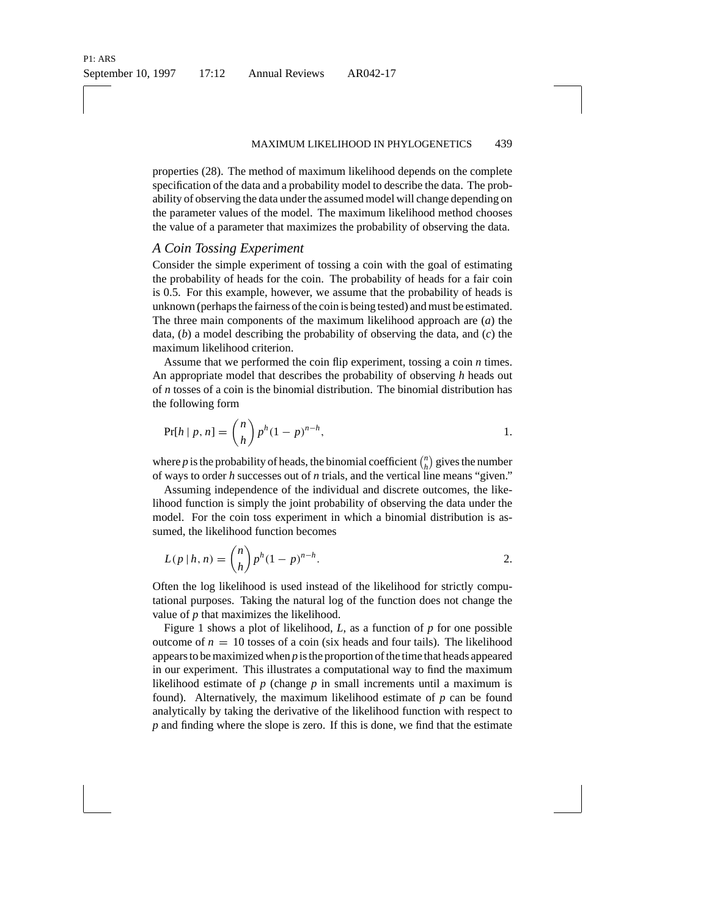properties (28). The method of maximum likelihood depends on the complete specification of the data and a probability model to describe the data. The probability of observing the data under the assumed model will change depending on the parameter values of the model. The maximum likelihood method chooses the value of a parameter that maximizes the probability of observing the data.

### *A Coin Tossing Experiment*

Consider the simple experiment of tossing a coin with the goal of estimating the probability of heads for the coin. The probability of heads for a fair coin is 0.5. For this example, however, we assume that the probability of heads is unknown (perhaps the fairness of the coin is being tested) and must be estimated. The three main components of the maximum likelihood approach are (*a*) the data, (*b*) a model describing the probability of observing the data, and (*c*) the maximum likelihood criterion.

Assume that we performed the coin flip experiment, tossing a coin $n$ times. An appropriate model that describes the probability of observing $h$ heads out of $n$ tosses of a coin is the binomial distribution. The binomial distribution has the following form

$$\Pr[h \mid p, n] = \binom{n}{h} p^h (1-p)^{n-h}, \tag{1.}$$

where $p$ is the probability of heads, the binomial coefficient $\binom{n}{h}$ gives the number of ways to order $h$ successes out of $n$ trials, and the vertical line means "given."

Assuming independence of the individual and discrete outcomes, the likelihood function is simply the joint probability of observing the data under the model. For the coin toss experiment in which a binomial distribution is assumed, the likelihood function becomes

$$L(p \mid h, n) = \binom{n}{h} p^h (1-p)^{n-h}. \tag{2.}$$

Often the log likelihood is used instead of the likelihood for strictly computational purposes. Taking the natural log of the function does not change the value of $p$ that maximizes the likelihood.

Figure 1 shows a plot of likelihood, $L$, as a function of $p$ for one possible outcome of $n = 10$ tosses of a coin (six heads and four tails). The likelihood appears to be maximized when $p$ is the proportion of the time that heads appeared in our experiment. This illustrates a computational way to find the maximum likelihood estimate of $p$ (change $p$ in small increments until a maximum is found). Alternatively, the maximum likelihood estimate of $p$ can be found analytically by taking the derivative of the likelihood function with respect to $p$ and finding where the slope is zero. If this is done, we find that the estimate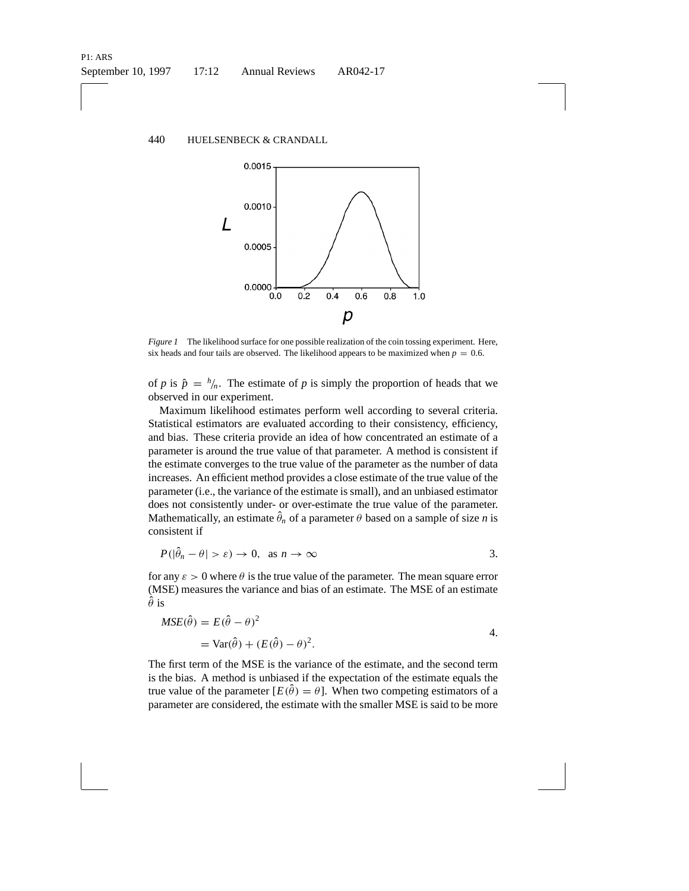*Figure 1* The likelihood surface for one possible realization of the coin tossing experiment. Here, six heads and four tails are observed. The likelihood appears to be maximized when $p = 0.6$.

of $p$ is $\hat{p} = {}^{h}\!/_{n}$. The estimate of $p$ is simply the proportion of heads that we observed in our experiment.

Maximum likelihood estimates perform well according to several criteria. Statistical estimators are evaluated according to their consistency, efficiency, and bias. These criteria provide an idea of how concentrated an estimate of a parameter is around the true value of that parameter. A method is consistent if the estimate converges to the true value of the parameter as the number of data increases. An efficient method provides a close estimate of the true value of the parameter (i.e., the variance of the estimate is small), and an unbiased estimator does not consistently under- or over-estimate the true value of the parameter. Mathematically, an estimate $\hat{\theta}_n$ of a parameter $\theta$ based on a sample of size $n$ is consistent if

$$P(|\hat{\theta}_n - \theta| > \varepsilon) \to 0, \quad \text{as } n \to \infty \qquad 3.$$

for any $\varepsilon > 0$ where $\theta$ is the true value of the parameter. The mean square error (MSE) measures the variance and bias of an estimate. The MSE of an estimate $\hat{\theta}$ is

$$\begin{aligned} MSE(\hat{\theta}) &= E(\hat{\theta} - \theta)^2 \\ &= \mathrm{Var}(\hat{\theta}) + (E(\hat{\theta}) - \theta)^2. \end{aligned} \qquad 4.$$

The first term of the MSE is the variance of the estimate, and the second term is the bias. A method is unbiased if the expectation of the estimate equals the true value of the parameter $[E(\hat{\theta}) = \theta]$. When two competing estimators of a parameter are considered, the estimate with the smaller MSE is said to be more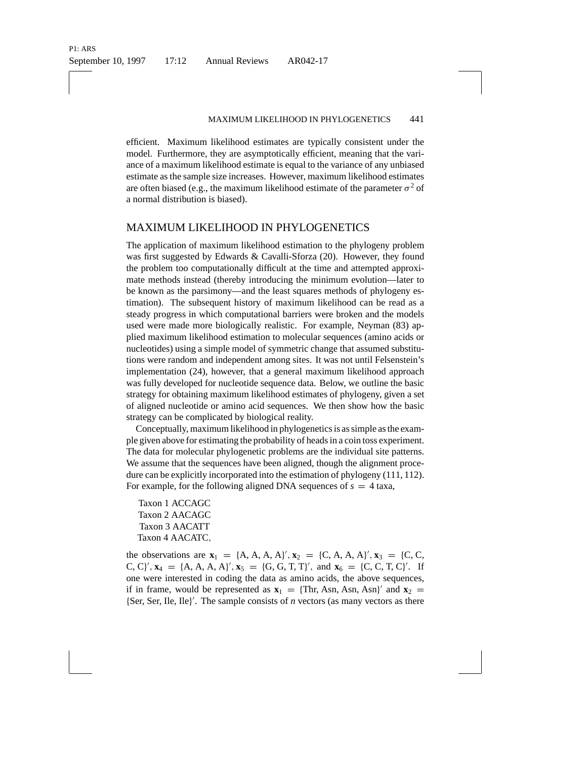efficient. Maximum likelihood estimates are typically consistent under the model. Furthermore, they are asymptotically efficient, meaning that the variance of a maximum likelihood estimate is equal to the variance of any unbiased estimate as the sample size increases. However, maximum likelihood estimates are often biased (e.g., the maximum likelihood estimate of the parameter $\sigma^2$ of a normal distribution is biased).

## MAXIMUM LIKELIHOOD IN PHYLOGENETICS

The application of maximum likelihood estimation to the phylogeny problem was first suggested by Edwards & Cavalli-Sforza (20). However, they found the problem too computationally difficult at the time and attempted approximate methods instead (thereby introducing the minimum evolution—later to be known as the parsimony—and the least squares methods of phylogeny estimation). The subsequent history of maximum likelihood can be read as a steady progress in which computational barriers were broken and the models used were made more biologically realistic. For example, Neyman (83) applied maximum likelihood estimation to molecular sequences (amino acids or nucleotides) using a simple model of symmetric change that assumed substitutions were random and independent among sites. It was not until Felsenstein's implementation (24), however, that a general maximum likelihood approach was fully developed for nucleotide sequence data. Below, we outline the basic strategy for obtaining maximum likelihood estimates of phylogeny, given a set of aligned nucleotide or amino acid sequences. We then show how the basic strategy can be complicated by biological reality.

Conceptually, maximum likelihood in phylogenetics is as simple as the example given above for estimating the probability of heads in a coin toss experiment. The data for molecular phylogenetic problems are the individual site patterns. We assume that the sequences have been aligned, though the alignment procedure can be explicitly incorporated into the estimation of phylogeny (111, 112). For example, for the following aligned DNA sequences of $s = 4$ taxa,

Taxon 1 ACCAGC
Taxon 2 AACAGC
Taxon 3 AACATT
Taxon 4 AACATC,

the observations are $\mathbf{x}_1 = \{\text{A, A, A, A}\}'$, $\mathbf{x}_2 = \{\text{C, A, A, A}\}'$, $\mathbf{x}_3 = \{\text{C, C, C, C}\}'$, $\mathbf{x}_4 = \{\text{A, A, A, A}\}'$, $\mathbf{x}_5 = \{\text{G, G, T, T}\}'$, and $\mathbf{x}_6 = \{\text{C, C, T, C}\}'$. If one were interested in coding the data as amino acids, the above sequences, if in frame, would be represented as $\mathbf{x}_1 = \{\text{Thr, Asn, Asn, Asn}\}'$ and $\mathbf{x}_2 = \{\text{Ser, Ser, Ile, Ile}\}'$. The sample consists of $n$ vectors (as many vectors as there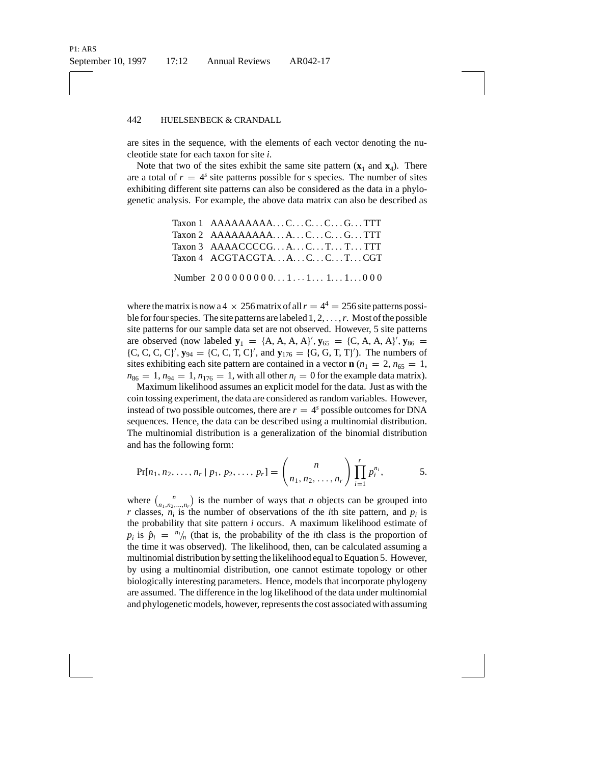are sites in the sequence, with the elements of each vector denoting the nucleotide state for each taxon for site $i$.

Note that two of the sites exhibit the same site pattern ($\mathbf{x}_1$ and $\mathbf{x}_4$). There are a total of $r = 4^s$ site patterns possible for $s$ species. The number of sites exhibiting different site patterns can also be considered as the data in a phylogenetic analysis. For example, the above data matrix can also be described as

```
Taxon 1  AAAAAAAAA...C...C...C...G...TTT
Taxon 2  AAAAAAAAA...A...C...C...G...TTT
Taxon 3  AAAACCCCG...A...C...T...T...TTT
Taxon 4  ACGTACGTA...A...C...C...T...CGT

Number   2 0 0 0 0 0 0 0 0...1...1... 1...1...0 0 0
```

where the matrix is now a $4 \times 256$ matrix of all $r = 4^4 = 256$ site patterns possible for four species. The site patterns are labeled $1, 2, \ldots, r$. Most of the possible site patterns for our sample data set are not observed. However, 5 site patterns are observed (now labeled $\mathbf{y}_1 = \{A, A, A, A\}'$, $\mathbf{y}_{65} = \{C, A, A, A\}'$, $\mathbf{y}_{86} = \{C, C, C, C\}'$, $\mathbf{y}_{94} = \{C, C, T, C\}'$, and $\mathbf{y}_{176} = \{G, G, T, T\}'$). The numbers of sites exhibiting each site pattern are contained in a vector $\mathbf{n}$ ($n_1 = 2$, $n_{65} = 1$, $n_{86} = 1$, $n_{94} = 1$, $n_{176} = 1$, with all other $n_i = 0$ for the example data matrix).

Maximum likelihood assumes an explicit model for the data. Just as with the coin tossing experiment, the data are considered as random variables. However, instead of two possible outcomes, there are $r = 4^s$ possible outcomes for DNA sequences. Hence, the data can be described using a multinomial distribution. The multinomial distribution is a generalization of the binomial distribution and has the following form:

$$\Pr[n_1, n_2, \ldots, n_r \mid p_1, p_2, \ldots, p_r] = \binom{n}{n_1, n_2, \ldots, n_r} \prod_{i=1}^{r} p_i^{n_i}, \qquad 5.$$

where $\binom{n}{n_1, n_2, \ldots, n_r}$ is the number of ways that $n$ objects can be grouped into $r$ classes, $n_i$ is the number of observations of the $i$th site pattern, and $p_i$ is the probability that site pattern $i$ occurs. A maximum likelihood estimate of $p_i$ is $\hat{p}_i = {}^{n_i}/_{n}$ (that is, the probability of the $i$th class is the proportion of the time it was observed). The likelihood, then, can be calculated assuming a multinomial distribution by setting the likelihood equal to Equation 5. However, by using a multinomial distribution, one cannot estimate topology or other biologically interesting parameters. Hence, models that incorporate phylogeny are assumed. The difference in the log likelihood of the data under multinomial and phylogenetic models, however, represents the cost associated with assuming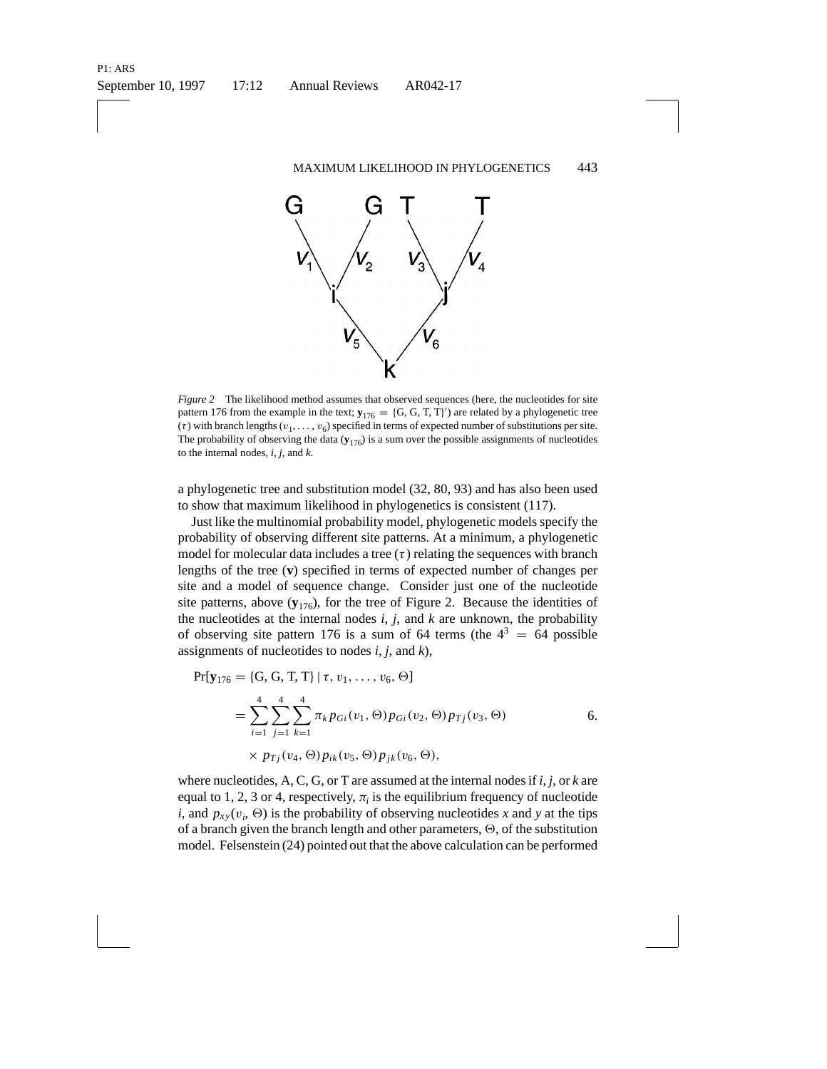*Figure 2* The likelihood method assumes that observed sequences (here, the nucleotides for site pattern 176 from the example in the text; $\mathbf{y}_{176} = \{G, G, T, T\}'$) are related by a phylogenetic tree ($\tau$) with branch lengths ($v_1, \ldots, v_6$) specified in terms of expected number of substitutions per site. The probability of observing the data ($\mathbf{y}_{176}$) is a sum over the possible assignments of nucleotides to the internal nodes, *i*, *j*, and *k*.

a phylogenetic tree and substitution model (32, 80, 93) and has also been used to show that maximum likelihood in phylogenetics is consistent (117).

Just like the multinomial probability model, phylogenetic models specify the probability of observing different site patterns. At a minimum, a phylogenetic model for molecular data includes a tree ($\tau$) relating the sequences with branch lengths of the tree ($\mathbf{v}$) specified in terms of expected number of changes per site and a model of sequence change. Consider just one of the nucleotide site patterns, above ($\mathbf{y}_{176}$), for the tree of Figure 2. Because the identities of the nucleotides at the internal nodes *i*, *j*, and *k* are unknown, the probability of observing site pattern 176 is a sum of 64 terms (the $4^3 = 64$ possible assignments of nucleotides to nodes *i*, *j*, and *k*),

$$\begin{aligned}
\Pr[\mathbf{y}_{176} = \{G, G, T, T\} \mid \tau, v_1, \ldots, v_6, \Theta] \\
= \sum_{i=1}^{4}\sum_{j=1}^{4}\sum_{k=1}^{4} \pi_k p_{Gi}(v_1, \Theta) p_{Gi}(v_2, \Theta) p_{Tj}(v_3, \Theta) \\
\times\, p_{Tj}(v_4, \Theta) p_{ik}(v_5, \Theta) p_{jk}(v_6, \Theta),
\end{aligned} \qquad 6.$$

where nucleotides, A, C, G, or T are assumed at the internal nodes if *i*, *j*, or *k* are equal to 1, 2, 3 or 4, respectively, $\pi_i$ is the equilibrium frequency of nucleotide *i*, and $p_{xy}(v_i, \Theta)$ is the probability of observing nucleotides *x* and *y* at the tips of a branch given the branch length and other parameters, $\Theta$, of the substitution model. Felsenstein (24) pointed out that the above calculation can be performed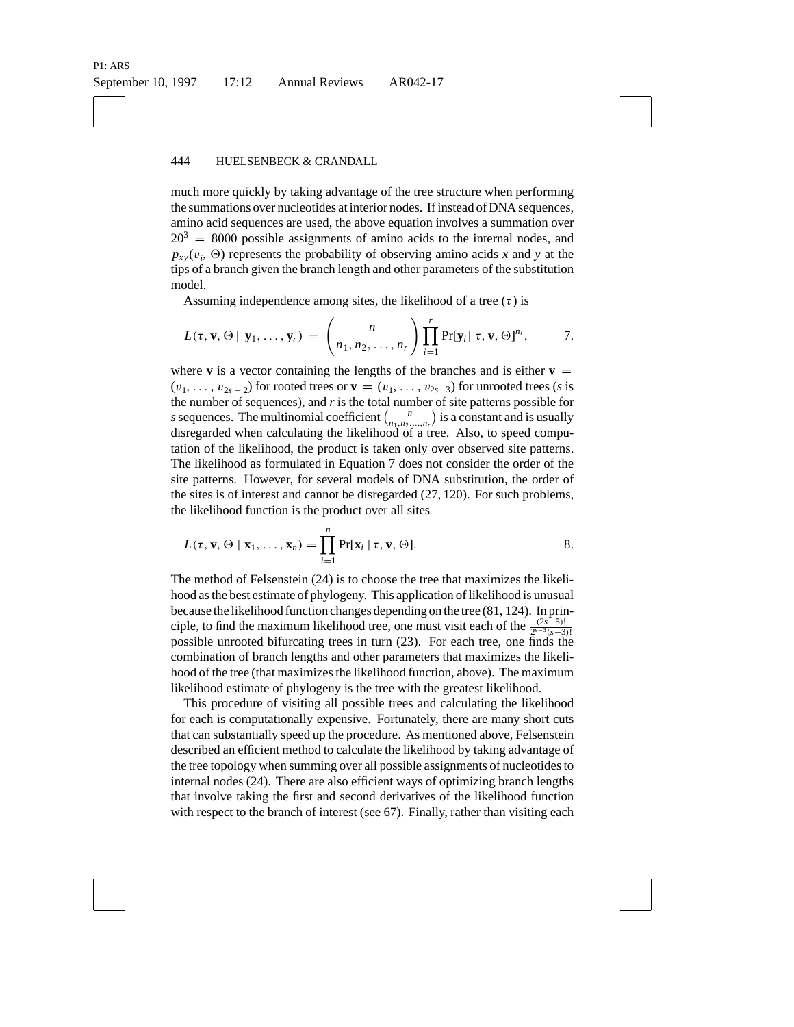much more quickly by taking advantage of the tree structure when performing the summations over nucleotides at interior nodes. If instead of DNA sequences, amino acid sequences are used, the above equation involves a summation over $20^3 = 8000$ possible assignments of amino acids to the internal nodes, and $p_{xy}(v_i, \Theta)$ represents the probability of observing amino acids $x$ and $y$ at the tips of a branch given the branch length and other parameters of the substitution model.

Assuming independence among sites, the likelihood of a tree ($\tau$) is

$$L(\tau, \mathbf{v}, \Theta \mid \mathbf{y}_1, \ldots, \mathbf{y}_r) = \binom{n}{n_1, n_2, \ldots, n_r} \prod_{i=1}^{r} \Pr[\mathbf{y}_i \mid \tau, \mathbf{v}, \Theta]^{n_i}, \qquad 7.$$

where $\mathbf{v}$ is a vector containing the lengths of the branches and is either $\mathbf{v} = (v_1, \ldots, v_{2s-2})$ for rooted trees or $\mathbf{v} = (v_1, \ldots, v_{2s-3})$ for unrooted trees ($s$ is the number of sequences), and $r$ is the total number of site patterns possible for $s$ sequences. The multinomial coefficient $\binom{n}{n_1, n_2, \ldots, n_r}$ is a constant and is usually disregarded when calculating the likelihood of a tree. Also, to speed computation of the likelihood, the product is taken only over observed site patterns. The likelihood as formulated in Equation 7 does not consider the order of the site patterns. However, for several models of DNA substitution, the order of the sites is of interest and cannot be disregarded (27, 120). For such problems, the likelihood function is the product over all sites

$$L(\tau, \mathbf{v}, \Theta \mid \mathbf{x}_1, \ldots, \mathbf{x}_n) = \prod_{i=1}^{n} \Pr[\mathbf{x}_i \mid \tau, \mathbf{v}, \Theta]. \qquad 8.$$

The method of Felsenstein (24) is to choose the tree that maximizes the likelihood as the best estimate of phylogeny. This application of likelihood is unusual because the likelihood function changes depending on the tree (81, 124). In principle, to find the maximum likelihood tree, one must visit each of the $\frac{(2s-5)!}{2^{s-3}(s-3)!}$ possible unrooted bifurcating trees in turn (23). For each tree, one finds the combination of branch lengths and other parameters that maximizes the likelihood of the tree (that maximizes the likelihood function, above). The maximum likelihood estimate of phylogeny is the tree with the greatest likelihood.

This procedure of visiting all possible trees and calculating the likelihood for each is computationally expensive. Fortunately, there are many short cuts that can substantially speed up the procedure. As mentioned above, Felsenstein described an efficient method to calculate the likelihood by taking advantage of the tree topology when summing over all possible assignments of nucleotides to internal nodes (24). There are also efficient ways of optimizing branch lengths that involve taking the first and second derivatives of the likelihood function with respect to the branch of interest (see 67). Finally, rather than visiting each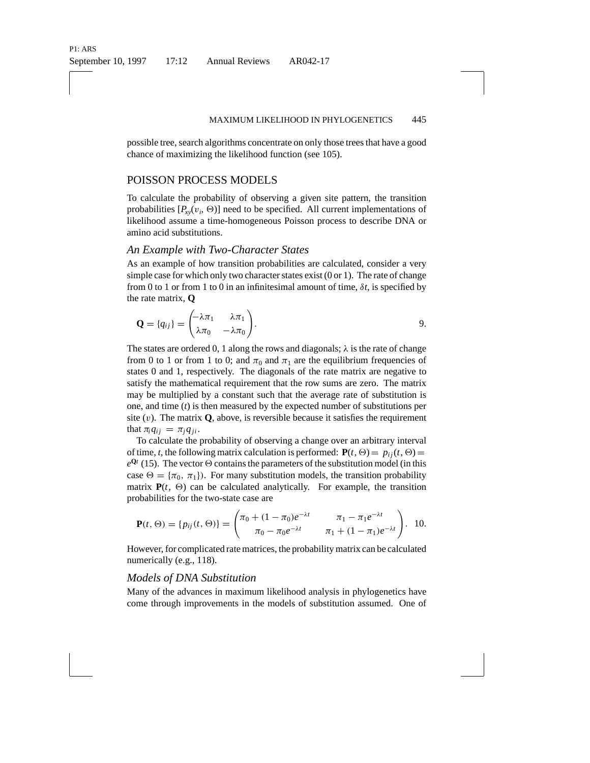possible tree, search algorithms concentrate on only those trees that have a good chance of maximizing the likelihood function (see 105).

## POISSON PROCESS MODELS

To calculate the probability of observing a given site pattern, the transition probabilities $[P_{xy}(v_i, \Theta)]$ need to be specified. All current implementations of likelihood assume a time-homogeneous Poisson process to describe DNA or amino acid substitutions.

### *An Example with Two-Character States*

As an example of how transition probabilities are calculated, consider a very simple case for which only two character states exist (0 or 1). The rate of change from 0 to 1 or from 1 to 0 in an infinitesimal amount of time, $\delta t$, is specified by the rate matrix, **Q**

$$\mathbf{Q} = \{q_{ij}\} = \begin{pmatrix} -\lambda\pi_1 & \lambda\pi_1 \\ \lambda\pi_0 & -\lambda\pi_0 \end{pmatrix}. \tag{9}$$

The states are ordered 0, 1 along the rows and diagonals; $\lambda$ is the rate of change from 0 to 1 or from 1 to 0; and $\pi_0$ and $\pi_1$ are the equilibrium frequencies of states 0 and 1, respectively. The diagonals of the rate matrix are negative to satisfy the mathematical requirement that the row sums are zero. The matrix may be multiplied by a constant such that the average rate of substitution is one, and time ($t$) is then measured by the expected number of substitutions per site ($v$). The matrix **Q**, above, is reversible because it satisfies the requirement that $\pi_i q_{ij} = \pi_j q_{ji}$.

To calculate the probability of observing a change over an arbitrary interval of time, $t$, the following matrix calculation is performed: $\mathbf{P}(t, \Theta) = p_{ij}(t, \Theta) = e^{\mathbf{Q}t}$ (15). The vector $\Theta$ contains the parameters of the substitution model (in this case $\Theta = \{\pi_0, \pi_1\}$). For many substitution models, the transition probability matrix $\mathbf{P}(t, \Theta)$ can be calculated analytically. For example, the transition probabilities for the two-state case are

$$\mathbf{P}(t, \Theta) = \{p_{ij}(t, \Theta)\} = \begin{pmatrix} \pi_0 + (1 - \pi_0)e^{-\lambda t} & \pi_1 - \pi_1 e^{-\lambda t} \\ \pi_0 - \pi_0 e^{-\lambda t} & \pi_1 + (1 - \pi_1)e^{-\lambda t} \end{pmatrix}. \tag{10}$$

However, for complicated rate matrices, the probability matrix can be calculated numerically (e.g., 118).

### *Models of DNA Substitution*

Many of the advances in maximum likelihood analysis in phylogenetics have come through improvements in the models of substitution assumed. One of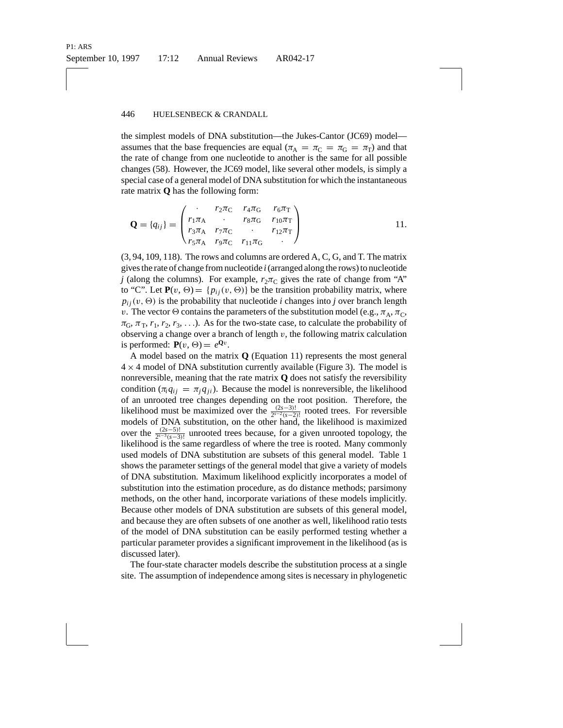the simplest models of DNA substitution—the Jukes-Cantor (JC69) model—assumes that the base frequencies are equal ($\pi_A = \pi_C = \pi_G = \pi_T$) and that the rate of change from one nucleotide to another is the same for all possible changes (58). However, the JC69 model, like several other models, is simply a special case of a general model of DNA substitution for which the instantaneous rate matrix **Q** has the following form:

$$\mathbf{Q} = \{q_{ij}\} = \begin{pmatrix} \cdot & r_2\pi_C & r_4\pi_G & r_6\pi_T \\ r_1\pi_A & \cdot & r_8\pi_G & r_{10}\pi_T \\ r_3\pi_A & r_7\pi_C & \cdot & r_{12}\pi_T \\ r_5\pi_A & r_9\pi_C & r_{11}\pi_G & \cdot \end{pmatrix} \qquad 11.$$

(3, 94, 109, 118). The rows and columns are ordered A, C, G, and T. The matrix gives the rate of change from nucleotide *i* (arranged along the rows) to nucleotide *j* (along the columns). For example, $r_2\pi_C$ gives the rate of change from "A" to "C". Let $\mathbf{P}(v, \Theta) = \{p_{ij}(v, \Theta)\}$ be the transition probability matrix, where $p_{ij}(v, \Theta)$ is the probability that nucleotide *i* changes into *j* over branch length $v$. The vector $\Theta$ contains the parameters of the substitution model (e.g., $\pi_A$, $\pi_C$, $\pi_G$, $\pi_T$, $r_1$, $r_2$, $r_3$, ...). As for the two-state case, to calculate the probability of observing a change over a branch of length $v$, the following matrix calculation is performed: $\mathbf{P}(v, \Theta) = e^{\mathbf{Q}v}$.

A model based on the matrix **Q** (Equation 11) represents the most general $4 \times 4$ model of DNA substitution currently available (Figure 3). The model is nonreversible, meaning that the rate matrix **Q** does not satisfy the reversibility condition ($\pi_i q_{ij} = \pi_j q_{ji}$). Because the model is nonreversible, the likelihood of an unrooted tree changes depending on the root position. Therefore, the likelihood must be maximized over the $\frac{(2s-3)!}{2^{s-2}(s-2)!}$ rooted trees. For reversible models of DNA substitution, on the other hand, the likelihood is maximized over the $\frac{(2s-5)!}{2^{s-3}(s-3)!}$ unrooted trees because, for a given unrooted topology, the likelihood is the same regardless of where the tree is rooted. Many commonly used models of DNA substitution are subsets of this general model. Table 1 shows the parameter settings of the general model that give a variety of models of DNA substitution. Maximum likelihood explicitly incorporates a model of substitution into the estimation procedure, as do distance methods; parsimony methods, on the other hand, incorporate variations of these models implicitly. Because other models of DNA substitution are subsets of this general model, and because they are often subsets of one another as well, likelihood ratio tests of the model of DNA substitution can be easily performed testing whether a particular parameter provides a significant improvement in the likelihood (as is discussed later).

The four-state character models describe the substitution process at a single site. The assumption of independence among sites is necessary in phylogenetic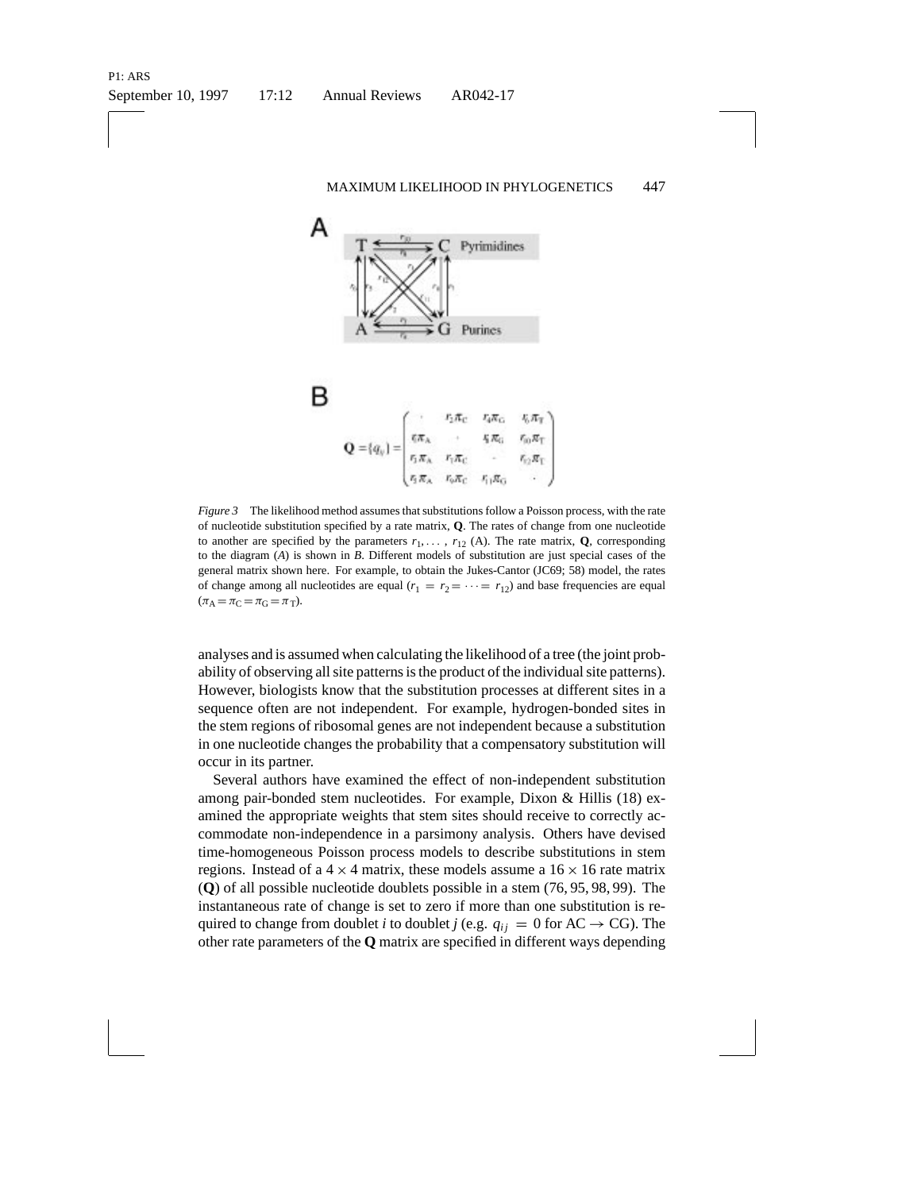**A**

**B**

$$\mathbf{Q} = \{q_{ij}\} = \begin{pmatrix} \cdot & r_2\pi_C & r_4\pi_G & r_6\pi_T \\ r_1\pi_A & \cdot & r_8\pi_G & r_{10}\pi_T \\ r_3\pi_A & r_7\pi_C & \cdot & r_{12}\pi_T \\ r_5\pi_A & r_9\pi_C & r_{11}\pi_G & \cdot \end{pmatrix}$$

*Figure 3* The likelihood method assumes that substitutions follow a Poisson process, with the rate of nucleotide substitution specified by a rate matrix, **Q**. The rates of change from one nucleotide to another are specified by the parameters $r_1, \ldots, r_{12}$ (A). The rate matrix, **Q**, corresponding to the diagram (*A*) is shown in *B*. Different models of substitution are just special cases of the general matrix shown here. For example, to obtain the Jukes-Cantor (JC69; 58) model, the rates of change among all nucleotides are equal ($r_1 = r_2 = \cdots = r_{12}$) and base frequencies are equal ($\pi_A = \pi_C = \pi_G = \pi_T$).

analyses and is assumed when calculating the likelihood of a tree (the joint probability of observing all site patterns is the product of the individual site patterns). However, biologists know that the substitution processes at different sites in a sequence often are not independent. For example, hydrogen-bonded sites in the stem regions of ribosomal genes are not independent because a substitution in one nucleotide changes the probability that a compensatory substitution will occur in its partner.

Several authors have examined the effect of non-independent substitution among pair-bonded stem nucleotides. For example, Dixon & Hillis (18) examined the appropriate weights that stem sites should receive to correctly accommodate non-independence in a parsimony analysis. Others have devised time-homogeneous Poisson process models to describe substitutions in stem regions. Instead of a $4 \times 4$ matrix, these models assume a $16 \times 16$ rate matrix (**Q**) of all possible nucleotide doublets possible in a stem (76, 95, 98, 99). The instantaneous rate of change is set to zero if more than one substitution is required to change from doublet *i* to doublet *j* (e.g. $q_{ij} = 0$ for AC $\rightarrow$ CG). The other rate parameters of the **Q** matrix are specified in different ways depending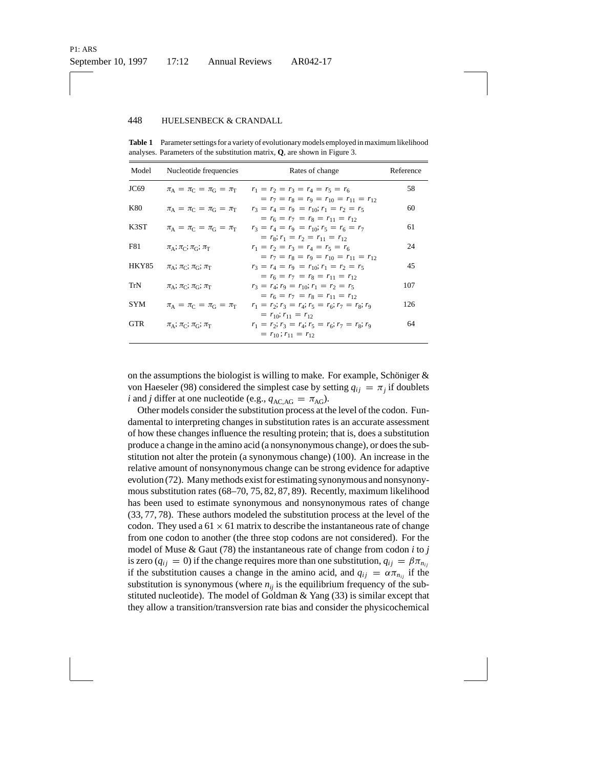**Table 1** Parameter settings for a variety of evolutionary models employed in maximum likelihood analyses. Parameters of the substitution matrix, **Q**, are shown in Figure 3.

| Model | Nucleotide frequencies | Rates of change | Reference |
|---|---|---|---|
| JC69 | $\pi_A = \pi_C = \pi_G = \pi_T$ | $r_1 = r_2 = r_3 = r_4 = r_5 = r_6 = r_7 = r_8 = r_9 = r_{10} = r_{11} = r_{12}$ | 58 |
| K80 | $\pi_A = \pi_C = \pi_G = \pi_T$ | $r_3 = r_4 = r_9 = r_{10}; r_1 = r_2 = r_5 = r_6 = r_7 = r_8 = r_{11} = r_{12}$ | 60 |
| K3ST | $\pi_A = \pi_C = \pi_G = \pi_T$ | $r_3 = r_4 = r_9 = r_{10}; r_5 = r_6 = r_7 = r_8; r_1 = r_2 = r_{11} = r_{12}$ | 61 |
| F81 | $\pi_A; \pi_C; \pi_G; \pi_T$ | $r_1 = r_2 = r_3 = r_4 = r_5 = r_6 = r_7 = r_8 = r_9 = r_{10} = r_{11} = r_{12}$ | 24 |
| HKY85 | $\pi_A; \pi_C; \pi_G; \pi_T$ | $r_3 = r_4 = r_9 = r_{10}; r_1 = r_2 = r_5 = r_6 = r_7 = r_8 = r_{11} = r_{12}$ | 45 |
| TrN | $\pi_A; \pi_C; \pi_G; \pi_T$ | $r_3 = r_4; r_9 = r_{10}; r_1 = r_2 = r_5 = r_6 = r_7 = r_8 = r_{11} = r_{12}$ | 107 |
| SYM | $\pi_A = \pi_C = \pi_G = \pi_T$ | $r_1 = r_2; r_3 = r_4; r_5 = r_6; r_7 = r_8; r_9 = r_{10}; r_{11} = r_{12}$ | 126 |
| GTR | $\pi_A; \pi_C; \pi_G; \pi_T$ | $r_1 = r_2; r_3 = r_4; r_5 = r_6; r_7 = r_8; r_9 = r_{10}; r_{11} = r_{12}$ | 64 |

on the assumptions the biologist is willing to make. For example, Schöniger & von Haeseler (98) considered the simplest case by setting $q_{ij} = \pi_j$ if doublets $i$ and $j$ differ at one nucleotide (e.g., $q_{AC,AG} = \pi_{AG}$).

Other models consider the substitution process at the level of the codon. Fundamental to interpreting changes in substitution rates is an accurate assessment of how these changes influence the resulting protein; that is, does a substitution produce a change in the amino acid (a nonsynonymous change), or does the substitution not alter the protein (a synonymous change) (100). An increase in the relative amount of nonsynonymous change can be strong evidence for adaptive evolution (72). Many methods exist for estimating synonymous and nonsynonymous substitution rates (68–70, 75, 82, 87, 89). Recently, maximum likelihood has been used to estimate synonymous and nonsynonymous rates of change (33, 77, 78). These authors modeled the substitution process at the level of the codon. They used a $61 \times 61$ matrix to describe the instantaneous rate of change from one codon to another (the three stop codons are not considered). For the model of Muse & Gaut (78) the instantaneous rate of change from codon $i$ to $j$ is zero ($q_{ij} = 0$) if the change requires more than one substitution, $q_{ij} = \beta\pi_{n_{ij}}$ if the substitution causes a change in the amino acid, and $q_{ij} = \alpha\pi_{n_{ij}}$ if the substitution is synonymous (where $n_{ij}$ is the equilibrium frequency of the substituted nucleotide). The model of Goldman & Yang (33) is similar except that they allow a transition/transversion rate bias and consider the physicochemical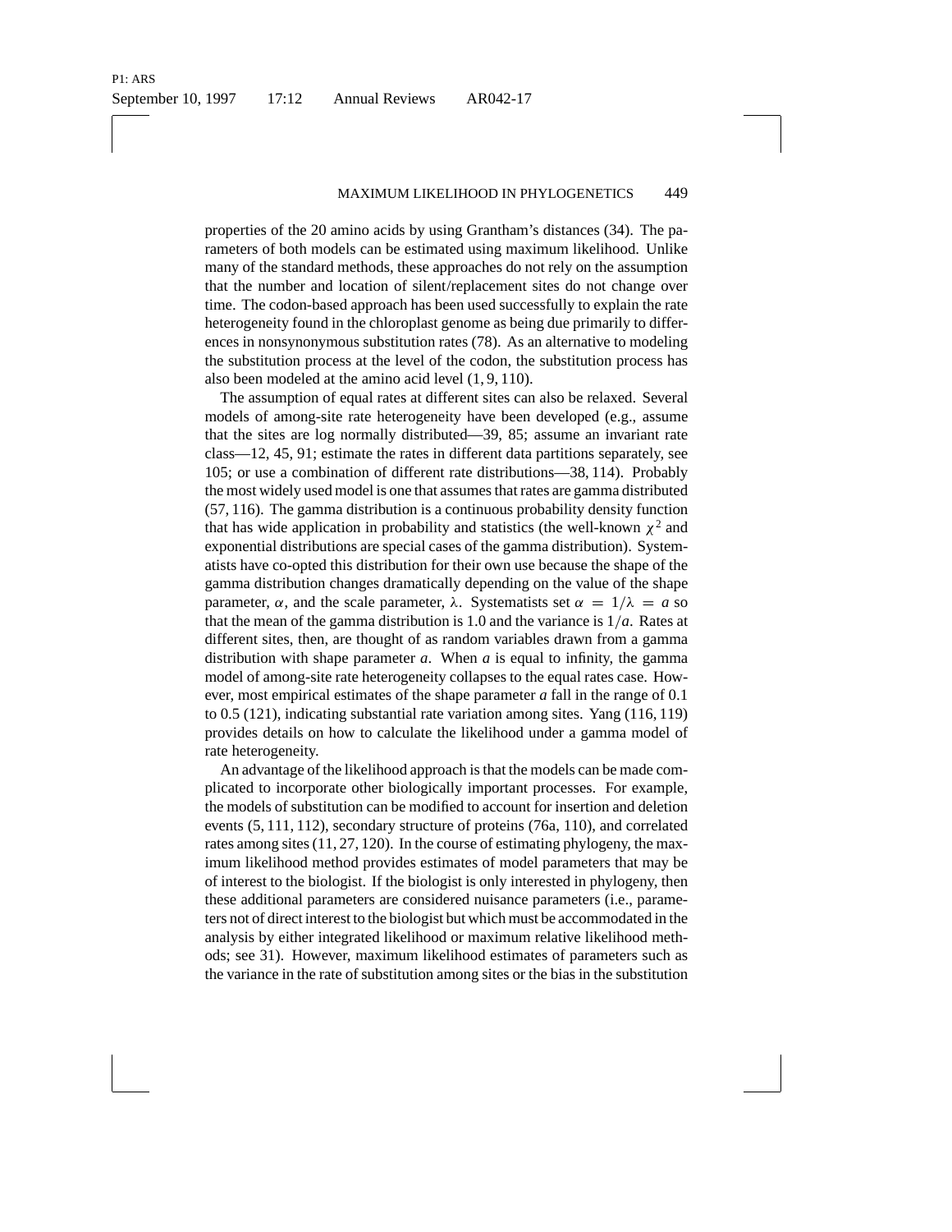properties of the 20 amino acids by using Grantham's distances (34). The parameters of both models can be estimated using maximum likelihood. Unlike many of the standard methods, these approaches do not rely on the assumption that the number and location of silent/replacement sites do not change over time. The codon-based approach has been used successfully to explain the rate heterogeneity found in the chloroplast genome as being due primarily to differences in nonsynonymous substitution rates (78). As an alternative to modeling the substitution process at the level of the codon, the substitution process has also been modeled at the amino acid level (1, 9, 110).

The assumption of equal rates at different sites can also be relaxed. Several models of among-site rate heterogeneity have been developed (e.g., assume that the sites are log normally distributed—39, 85; assume an invariant rate class—12, 45, 91; estimate the rates in different data partitions separately, see 105; or use a combination of different rate distributions—38, 114). Probably the most widely used model is one that assumes that rates are gamma distributed (57, 116). The gamma distribution is a continuous probability density function that has wide application in probability and statistics (the well-known $\chi^2$ and exponential distributions are special cases of the gamma distribution). Systematists have co-opted this distribution for their own use because the shape of the gamma distribution changes dramatically depending on the value of the shape parameter, $\alpha$, and the scale parameter, $\lambda$. Systematists set $\alpha = 1/\lambda = a$ so that the mean of the gamma distribution is 1.0 and the variance is $1/a$. Rates at different sites, then, are thought of as random variables drawn from a gamma distribution with shape parameter $a$. When $a$ is equal to infinity, the gamma model of among-site rate heterogeneity collapses to the equal rates case. However, most empirical estimates of the shape parameter $a$ fall in the range of 0.1 to 0.5 (121), indicating substantial rate variation among sites. Yang (116, 119) provides details on how to calculate the likelihood under a gamma model of rate heterogeneity.

An advantage of the likelihood approach is that the models can be made complicated to incorporate other biologically important processes. For example, the models of substitution can be modified to account for insertion and deletion events (5, 111, 112), secondary structure of proteins (76a, 110), and correlated rates among sites (11, 27, 120). In the course of estimating phylogeny, the maximum likelihood method provides estimates of model parameters that may be of interest to the biologist. If the biologist is only interested in phylogeny, then these additional parameters are considered nuisance parameters (i.e., parameters not of direct interest to the biologist but which must be accommodated in the analysis by either integrated likelihood or maximum relative likelihood methods; see 31). However, maximum likelihood estimates of parameters such as the variance in the rate of substitution among sites or the bias in the substitution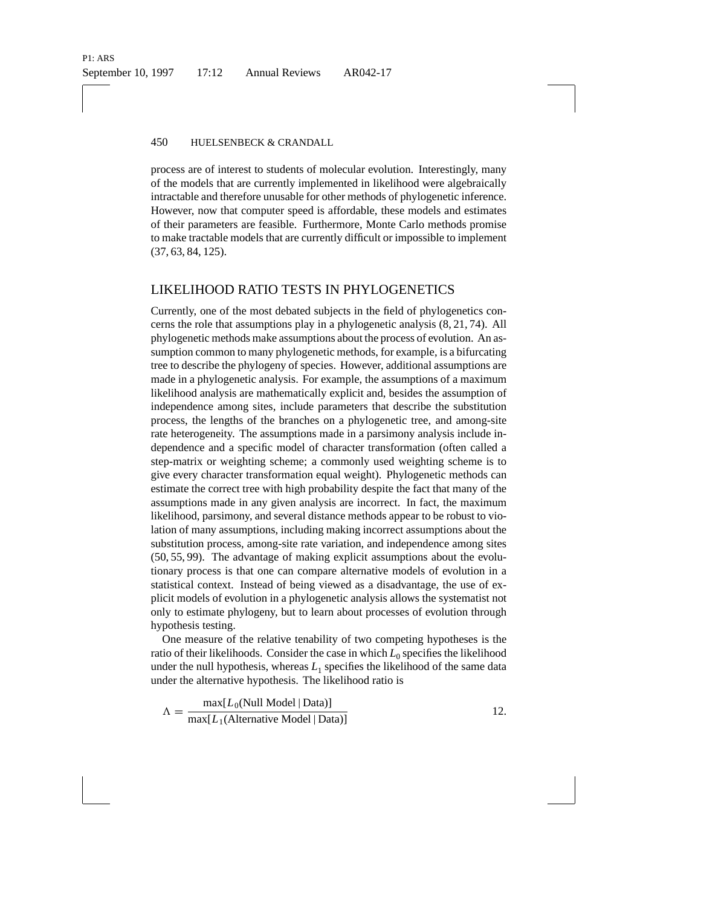process are of interest to students of molecular evolution. Interestingly, many of the models that are currently implemented in likelihood were algebraically intractable and therefore unusable for other methods of phylogenetic inference. However, now that computer speed is affordable, these models and estimates of their parameters are feasible. Furthermore, Monte Carlo methods promise to make tractable models that are currently difficult or impossible to implement (37, 63, 84, 125).

## LIKELIHOOD RATIO TESTS IN PHYLOGENETICS

Currently, one of the most debated subjects in the field of phylogenetics concerns the role that assumptions play in a phylogenetic analysis (8, 21, 74). All phylogenetic methods make assumptions about the process of evolution. An assumption common to many phylogenetic methods, for example, is a bifurcating tree to describe the phylogeny of species. However, additional assumptions are made in a phylogenetic analysis. For example, the assumptions of a maximum likelihood analysis are mathematically explicit and, besides the assumption of independence among sites, include parameters that describe the substitution process, the lengths of the branches on a phylogenetic tree, and among-site rate heterogeneity. The assumptions made in a parsimony analysis include independence and a specific model of character transformation (often called a step-matrix or weighting scheme; a commonly used weighting scheme is to give every character transformation equal weight). Phylogenetic methods can estimate the correct tree with high probability despite the fact that many of the assumptions made in any given analysis are incorrect. In fact, the maximum likelihood, parsimony, and several distance methods appear to be robust to violation of many assumptions, including making incorrect assumptions about the substitution process, among-site rate variation, and independence among sites (50, 55, 99). The advantage of making explicit assumptions about the evolutionary process is that one can compare alternative models of evolution in a statistical context. Instead of being viewed as a disadvantage, the use of explicit models of evolution in a phylogenetic analysis allows the systematist not only to estimate phylogeny, but to learn about processes of evolution through hypothesis testing.

One measure of the relative tenability of two competing hypotheses is the ratio of their likelihoods. Consider the case in which $L_0$ specifies the likelihood under the null hypothesis, whereas $L_1$ specifies the likelihood of the same data under the alternative hypothesis. The likelihood ratio is

$$\Lambda = \frac{\max[L_0(\text{Null Model} \mid \text{Data})]}{\max[L_1(\text{Alternative Model} \mid \text{Data})]} \qquad 12.$$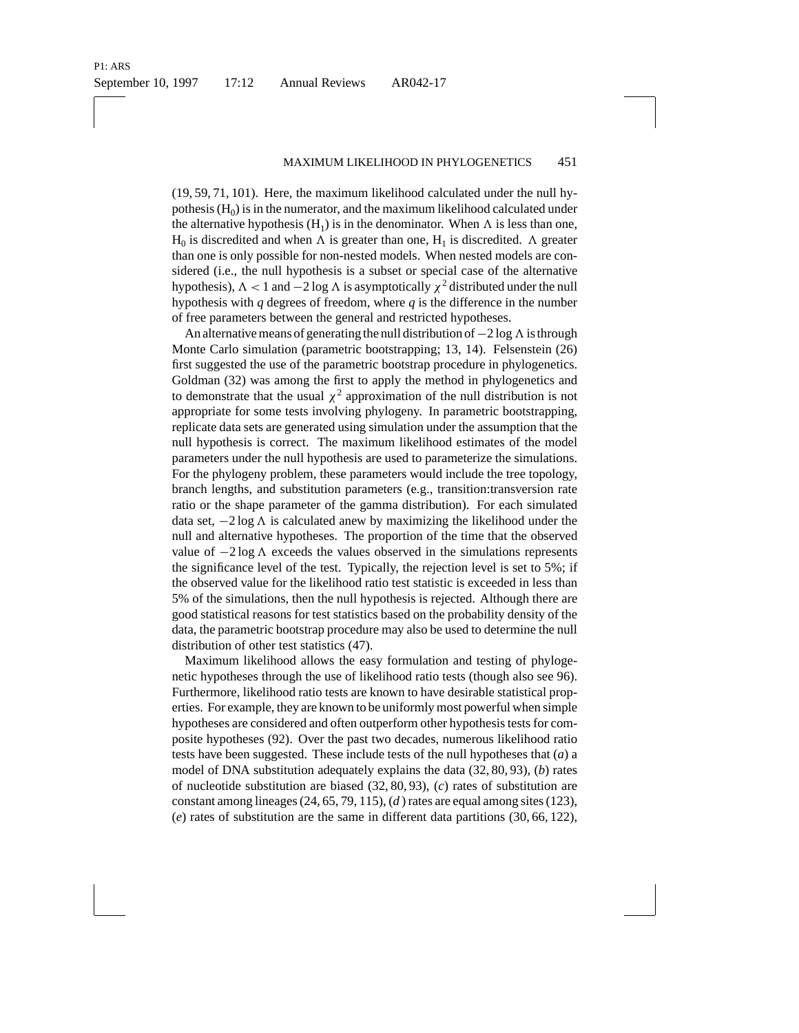(19, 59, 71, 101). Here, the maximum likelihood calculated under the null hypothesis ($H_0$) is in the numerator, and the maximum likelihood calculated under the alternative hypothesis ($H_1$) is in the denominator. When $\Lambda$ is less than one, $H_0$ is discredited and when $\Lambda$ is greater than one, $H_1$ is discredited. $\Lambda$ greater than one is only possible for non-nested models. When nested models are considered (i.e., the null hypothesis is a subset or special case of the alternative hypothesis), $\Lambda < 1$ and $-2 \log \Lambda$ is asymptotically $\chi^2$ distributed under the null hypothesis with $q$ degrees of freedom, where $q$ is the difference in the number of free parameters between the general and restricted hypotheses.

An alternative means of generating the null distribution of $-2 \log \Lambda$ is through Monte Carlo simulation (parametric bootstrapping; 13, 14). Felsenstein (26) first suggested the use of the parametric bootstrap procedure in phylogenetics. Goldman (32) was among the first to apply the method in phylogenetics and to demonstrate that the usual $\chi^2$ approximation of the null distribution is not appropriate for some tests involving phylogeny. In parametric bootstrapping, replicate data sets are generated using simulation under the assumption that the null hypothesis is correct. The maximum likelihood estimates of the model parameters under the null hypothesis are used to parameterize the simulations. For the phylogeny problem, these parameters would include the tree topology, branch lengths, and substitution parameters (e.g., transition:transversion rate ratio or the shape parameter of the gamma distribution). For each simulated data set, $-2 \log \Lambda$ is calculated anew by maximizing the likelihood under the null and alternative hypotheses. The proportion of the time that the observed value of $-2 \log \Lambda$ exceeds the values observed in the simulations represents the significance level of the test. Typically, the rejection level is set to 5%; if the observed value for the likelihood ratio test statistic is exceeded in less than 5% of the simulations, then the null hypothesis is rejected. Although there are good statistical reasons for test statistics based on the probability density of the data, the parametric bootstrap procedure may also be used to determine the null distribution of other test statistics (47).

Maximum likelihood allows the easy formulation and testing of phylogenetic hypotheses through the use of likelihood ratio tests (though also see 96). Furthermore, likelihood ratio tests are known to have desirable statistical properties. For example, they are known to be uniformly most powerful when simple hypotheses are considered and often outperform other hypothesis tests for composite hypotheses (92). Over the past two decades, numerous likelihood ratio tests have been suggested. These include tests of the null hypotheses that (*a*) a model of DNA substitution adequately explains the data (32, 80, 93), (*b*) rates of nucleotide substitution are biased (32, 80, 93), (*c*) rates of substitution are constant among lineages (24, 65, 79, 115), (*d*) rates are equal among sites (123), (*e*) rates of substitution are the same in different data partitions (30, 66, 122),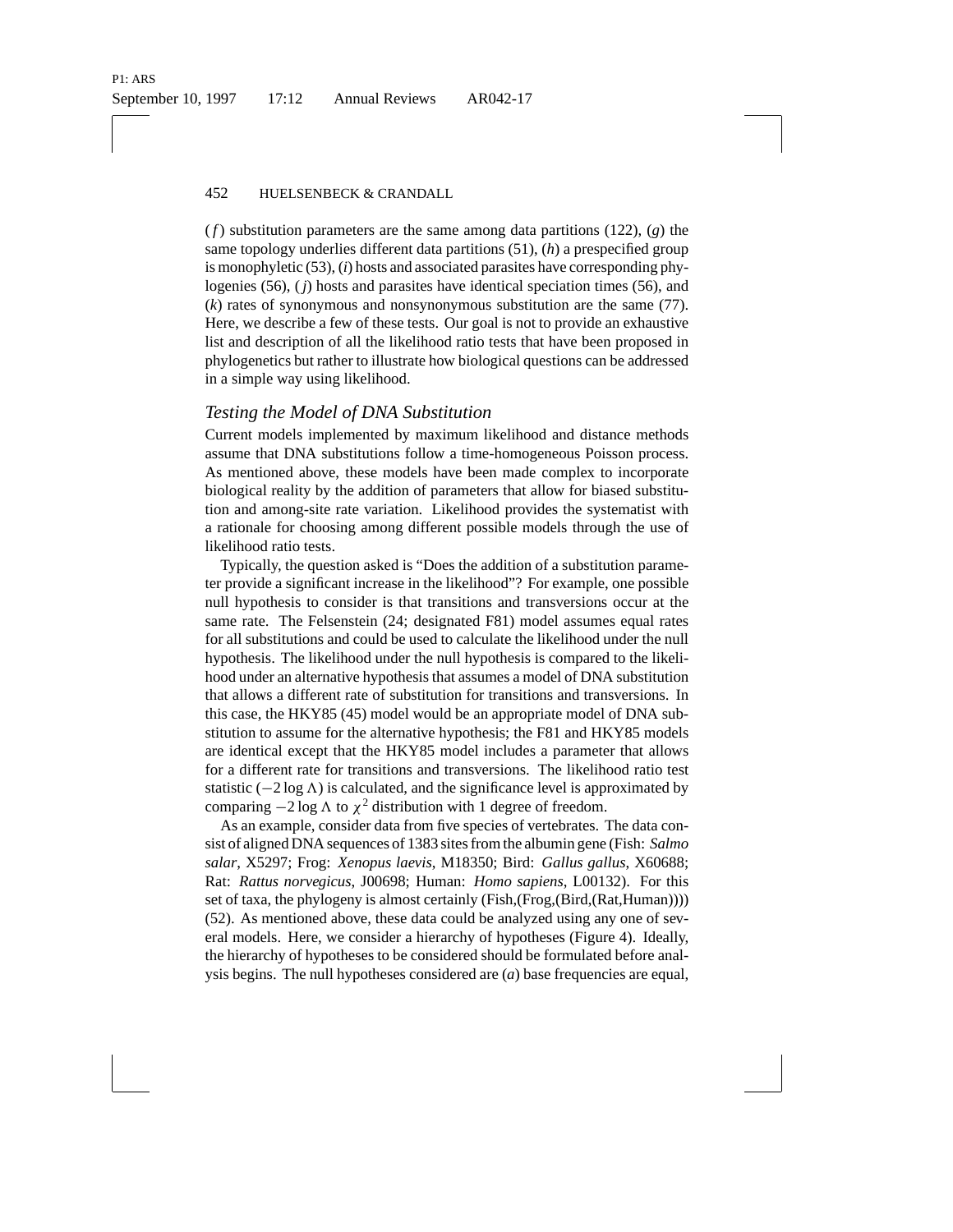(*f*) substitution parameters are the same among data partitions (122), (*g*) the same topology underlies different data partitions (51), (*h*) a prespecified group is monophyletic (53), (*i*) hosts and associated parasites have corresponding phylogenies (56), (*j*) hosts and parasites have identical speciation times (56), and (*k*) rates of synonymous and nonsynonymous substitution are the same (77). Here, we describe a few of these tests. Our goal is not to provide an exhaustive list and description of all the likelihood ratio tests that have been proposed in phylogenetics but rather to illustrate how biological questions can be addressed in a simple way using likelihood.

### *Testing the Model of DNA Substitution*

Current models implemented by maximum likelihood and distance methods assume that DNA substitutions follow a time-homogeneous Poisson process. As mentioned above, these models have been made complex to incorporate biological reality by the addition of parameters that allow for biased substitution and among-site rate variation. Likelihood provides the systematist with a rationale for choosing among different possible models through the use of likelihood ratio tests.

Typically, the question asked is "Does the addition of a substitution parameter provide a significant increase in the likelihood"? For example, one possible null hypothesis to consider is that transitions and transversions occur at the same rate. The Felsenstein (24; designated F81) model assumes equal rates for all substitutions and could be used to calculate the likelihood under the null hypothesis. The likelihood under the null hypothesis is compared to the likelihood under an alternative hypothesis that assumes a model of DNA substitution that allows a different rate of substitution for transitions and transversions. In this case, the HKY85 (45) model would be an appropriate model of DNA substitution to assume for the alternative hypothesis; the F81 and HKY85 models are identical except that the HKY85 model includes a parameter that allows for a different rate for transitions and transversions. The likelihood ratio test statistic ($-2 \log \Lambda$) is calculated, and the significance level is approximated by comparing $-2 \log \Lambda$ to $\chi^2$ distribution with 1 degree of freedom.

As an example, consider data from five species of vertebrates. The data consist of aligned DNA sequences of 1383 sites from the albumin gene (Fish: *Salmo salar*, X5297; Frog: *Xenopus laevis*, M18350; Bird: *Gallus gallus*, X60688; Rat: *Rattus norvegicus*, J00698; Human: *Homo sapiens*, L00132). For this set of taxa, the phylogeny is almost certainly (Fish,(Frog,(Bird,(Rat,Human)))) (52). As mentioned above, these data could be analyzed using any one of several models. Here, we consider a hierarchy of hypotheses (Figure 4). Ideally, the hierarchy of hypotheses to be considered should be formulated before analysis begins. The null hypotheses considered are (*a*) base frequencies are equal,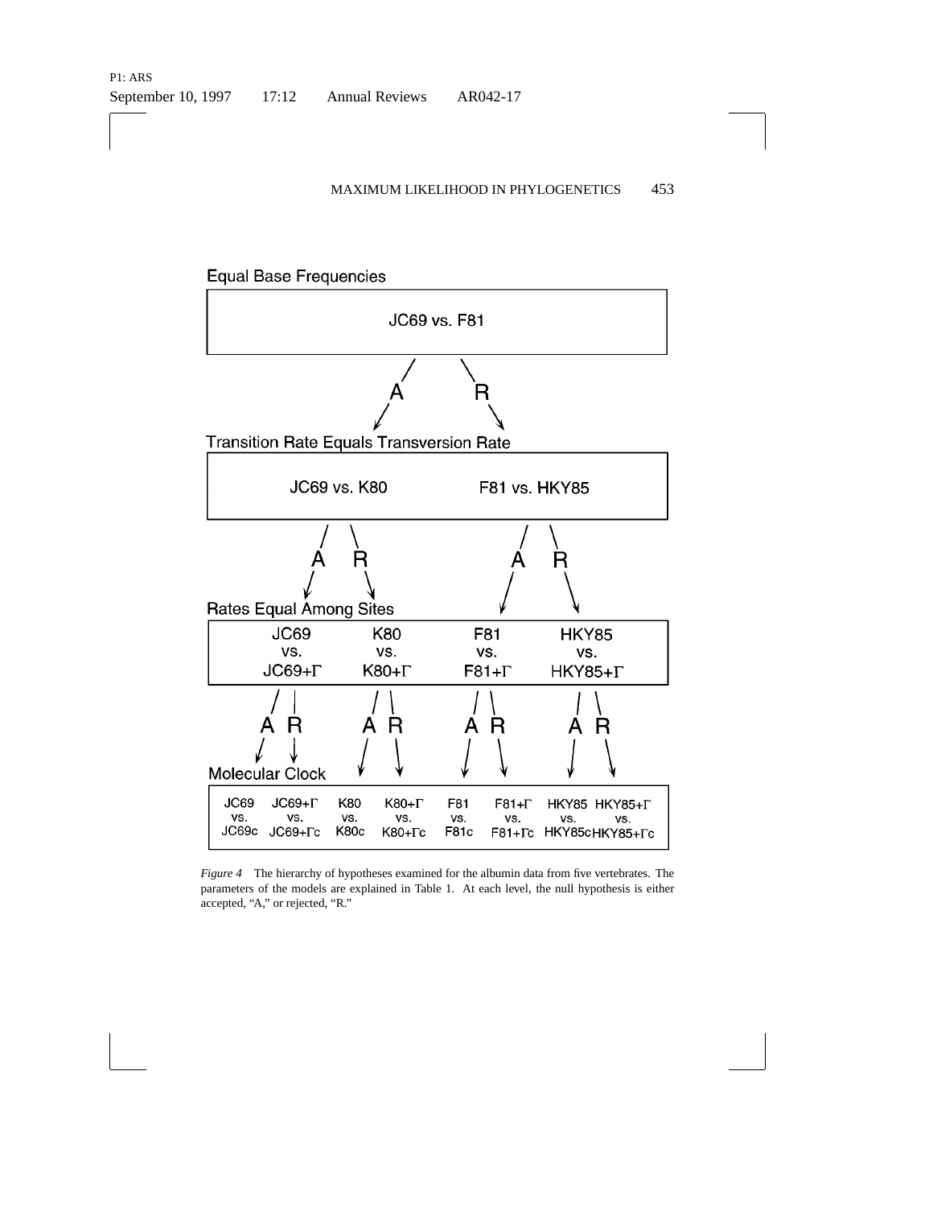Equal Base Frequencies

JC69 vs. F81

A R

Transition Rate Equals Transversion Rate

JC69 vs. K80 F81 vs. HKY85

A R A R

Rates Equal Among Sites

JC69 vs. JC69+Γ | K80 vs. K80+Γ | F81 vs. F81+Γ | HKY85 vs. HKY85+Γ

A R A R A R A R

Molecular Clock

JC69 vs. JC69c | JC69+Γ vs. JC69+Γc | K80 vs. K80c | K80+Γ vs. K80+Γc | F81 vs. F81c | F81+Γ vs. F81+Γc | HKY85 vs. HKY85c | HKY85+Γ vs. HKY85+Γc

*Figure 4* The hierarchy of hypotheses examined for the albumin data from five vertebrates. The parameters of the models are explained in Table 1. At each level, the null hypothesis is either accepted, "A," or rejected, "R."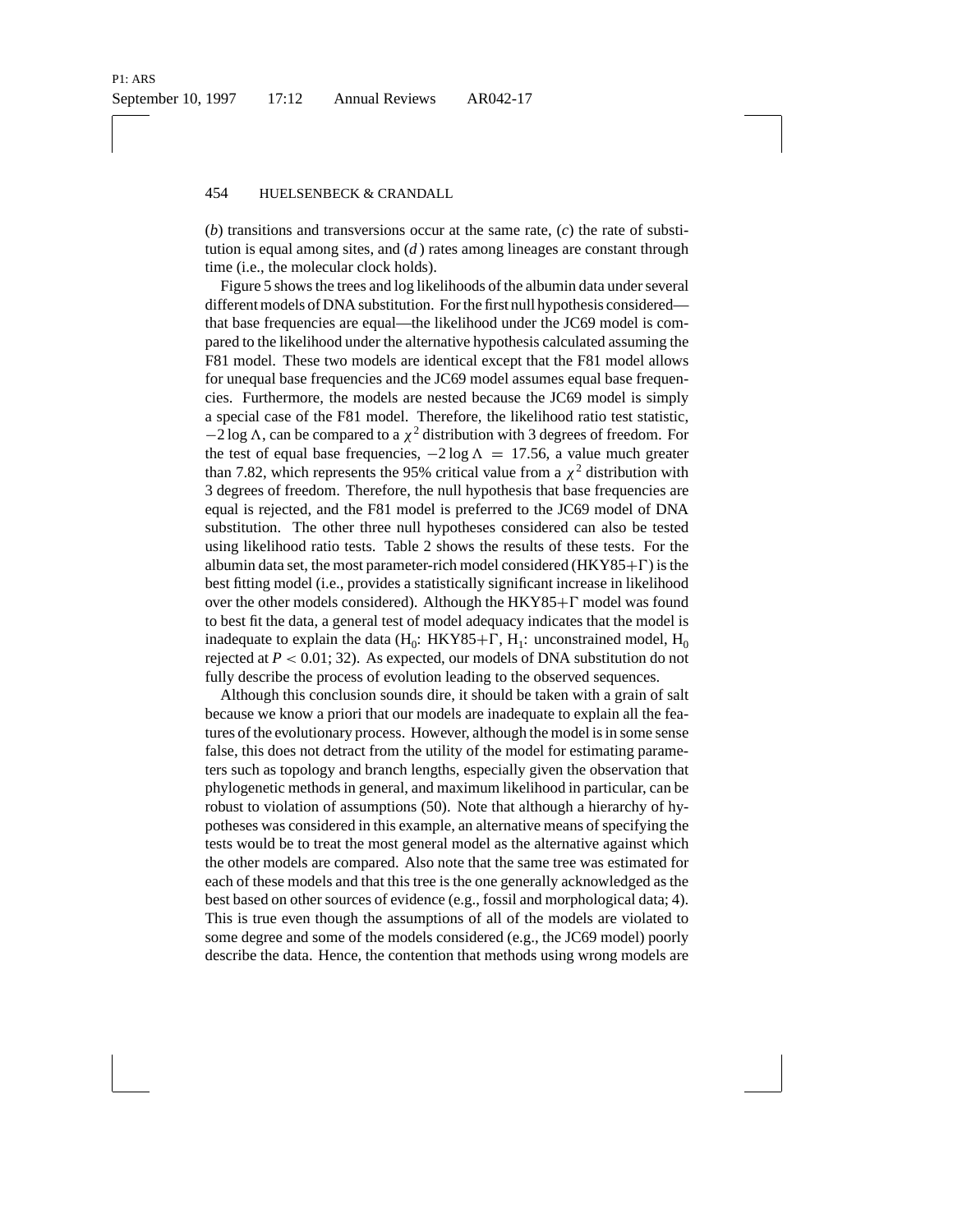(*b*) transitions and transversions occur at the same rate, (*c*) the rate of substitution is equal among sites, and (*d*) rates among lineages are constant through time (i.e., the molecular clock holds).

Figure 5 shows the trees and log likelihoods of the albumin data under several different models of DNA substitution. For the first null hypothesis considered—that base frequencies are equal—the likelihood under the JC69 model is compared to the likelihood under the alternative hypothesis calculated assuming the F81 model. These two models are identical except that the F81 model allows for unequal base frequencies and the JC69 model assumes equal base frequencies. Furthermore, the models are nested because the JC69 model is simply a special case of the F81 model. Therefore, the likelihood ratio test statistic, $-2 \log \Lambda$, can be compared to a $\chi^2$ distribution with 3 degrees of freedom. For the test of equal base frequencies, $-2 \log \Lambda = 17.56$, a value much greater than 7.82, which represents the 95% critical value from a $\chi^2$ distribution with 3 degrees of freedom. Therefore, the null hypothesis that base frequencies are equal is rejected, and the F81 model is preferred to the JC69 model of DNA substitution. The other three null hypotheses considered can also be tested using likelihood ratio tests. Table 2 shows the results of these tests. For the albumin data set, the most parameter-rich model considered (HKY85+$\Gamma$) is the best fitting model (i.e., provides a statistically significant increase in likelihood over the other models considered). Although the HKY85+$\Gamma$ model was found to best fit the data, a general test of model adequacy indicates that the model is inadequate to explain the data ($H_0$: HKY85+$\Gamma$, $H_1$: unconstrained model, $H_0$ rejected at $P < 0.01$; 32). As expected, our models of DNA substitution do not fully describe the process of evolution leading to the observed sequences.

Although this conclusion sounds dire, it should be taken with a grain of salt because we know a priori that our models are inadequate to explain all the features of the evolutionary process. However, although the model is in some sense false, this does not detract from the utility of the model for estimating parameters such as topology and branch lengths, especially given the observation that phylogenetic methods in general, and maximum likelihood in particular, can be robust to violation of assumptions (50). Note that although a hierarchy of hypotheses was considered in this example, an alternative means of specifying the tests would be to treat the most general model as the alternative against which the other models are compared. Also note that the same tree was estimated for each of these models and that this tree is the one generally acknowledged as the best based on other sources of evidence (e.g., fossil and morphological data; 4). This is true even though the assumptions of all of the models are violated to some degree and some of the models considered (e.g., the JC69 model) poorly describe the data. Hence, the contention that methods using wrong models are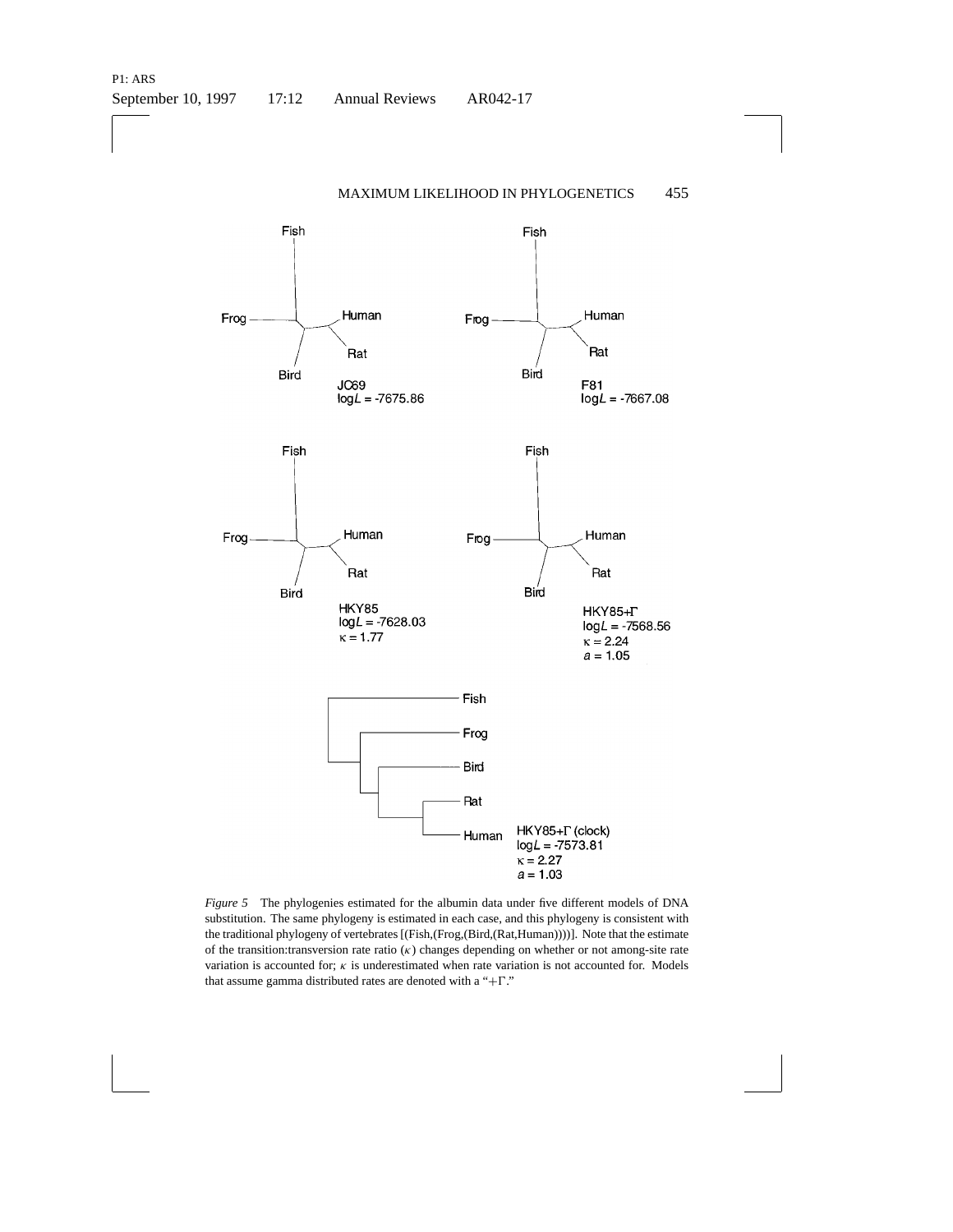Fish

Frog

Human

Rat

Bird

JC69
$\log L$ = -7675.86

Fish

Frog

Human

Rat

Bird

F81
$\log L$ = -7667.08

Fish

Frog

Human

Rat

Bird

HKY85
$\log L$ = -7628.03
$\kappa$ = 1.77

Fish

Frog

Human

Rat

Bird

HKY85+$\Gamma$
$\log L$ = -7568.56
$\kappa$ = 2.24
$a$ = 1.05

Fish

Frog

Bird

Rat

Human

HKY85+$\Gamma$ (clock)
$\log L$ = -7573.81
$\kappa$ = 2.27
$a$ = 1.03

*Figure 5* The phylogenies estimated for the albumin data under five different models of DNA substitution. The same phylogeny is estimated in each case, and this phylogeny is consistent with the traditional phylogeny of vertebrates [(Fish,(Frog,(Bird,(Rat,Human))))]. Note that the estimate of the transition:transversion rate ratio ($\kappa$) changes depending on whether or not among-site rate variation is accounted for; $\kappa$ is underestimated when rate variation is not accounted for. Models that assume gamma distributed rates are denoted with a "+$\Gamma$."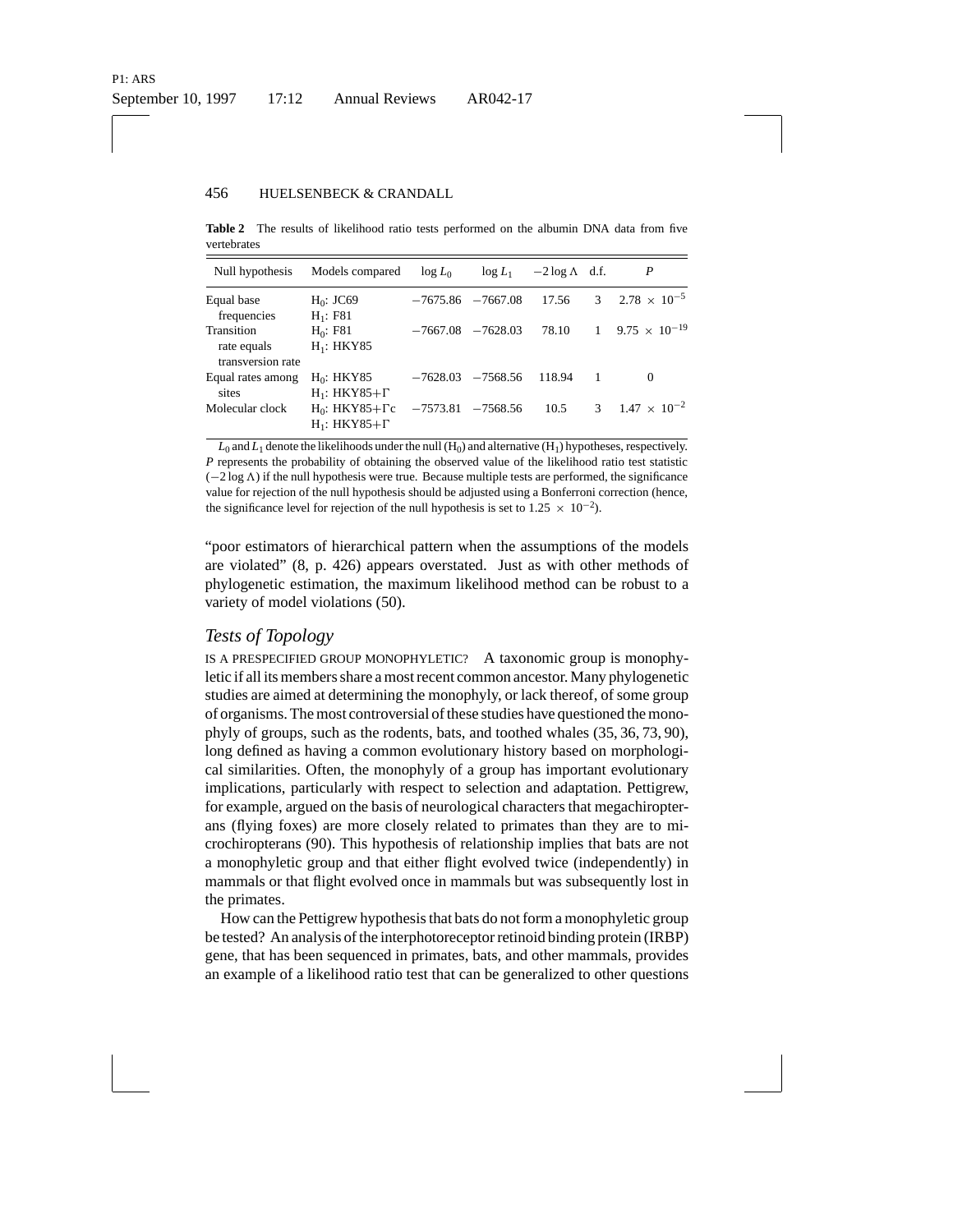**Table 2** The results of likelihood ratio tests performed on the albumin DNA data from five vertebrates

| Null hypothesis | Models compared | $\log L_0$ | $\log L_1$ | $-2 \log \Lambda$ | d.f. | $P$ |
|---|---|---|---|---|---|---|
| Equal base frequencies | $H_0$: JC69 $H_1$: F81 | −7675.86 | −7667.08 | 17.56 | 3 | $2.78 \times 10^{-5}$ |
| Transition rate equals transversion rate | $H_0$: F81 $H_1$: HKY85 | −7667.08 | −7628.03 | 78.10 | 1 | $9.75 \times 10^{-19}$ |
| Equal rates among sites | $H_0$: HKY85 $H_1$: HKY85+$\Gamma$ | −7628.03 | −7568.56 | 118.94 | 1 | 0 |
| Molecular clock | $H_0$: HKY85+$\Gamma$c $H_1$: HKY85+$\Gamma$ | −7573.81 | −7568.56 | 10.5 | 3 | $1.47 \times 10^{-2}$ |

$L_0$ and $L_1$ denote the likelihoods under the null ($H_0$) and alternative ($H_1$) hypotheses, respectively. $P$ represents the probability of obtaining the observed value of the likelihood ratio test statistic ($-2 \log \Lambda$) if the null hypothesis were true. Because multiple tests are performed, the significance value for rejection of the null hypothesis should be adjusted using a Bonferroni correction (hence, the significance level for rejection of the null hypothesis is set to $1.25 \times 10^{-2}$).

"poor estimators of hierarchical pattern when the assumptions of the models are violated" (8, p. 426) appears overstated. Just as with other methods of phylogenetic estimation, the maximum likelihood method can be robust to a variety of model violations (50).

## *Tests of Topology*

IS A PRESPECIFIED GROUP MONOPHYLETIC? A taxonomic group is monophyletic if all its members share a most recent common ancestor. Many phylogenetic studies are aimed at determining the monophyly, or lack thereof, of some group of organisms. The most controversial of these studies have questioned the monophyly of groups, such as the rodents, bats, and toothed whales (35, 36, 73, 90), long defined as having a common evolutionary history based on morphological similarities. Often, the monophyly of a group has important evolutionary implications, particularly with respect to selection and adaptation. Pettigrew, for example, argued on the basis of neurological characters that megachiropterans (flying foxes) are more closely related to primates than they are to microchiropterans (90). This hypothesis of relationship implies that bats are not a monophyletic group and that either flight evolved twice (independently) in mammals or that flight evolved once in mammals but was subsequently lost in the primates.

How can the Pettigrew hypothesis that bats do not form a monophyletic group be tested? An analysis of the interphotoreceptor retinoid binding protein (IRBP) gene, that has been sequenced in primates, bats, and other mammals, provides an example of a likelihood ratio test that can be generalized to other questions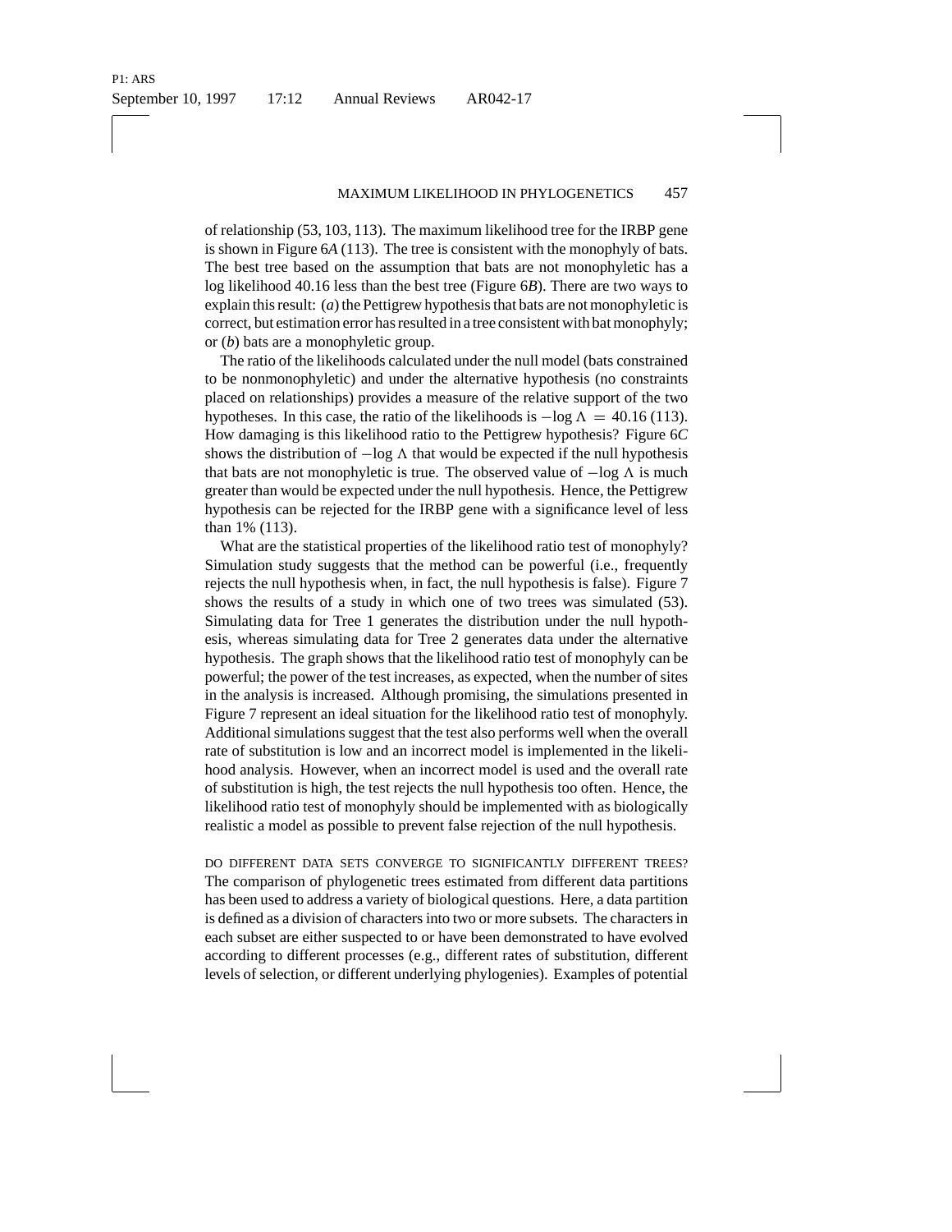of relationship (53, 103, 113). The maximum likelihood tree for the IRBP gene is shown in Figure 6*A* (113). The tree is consistent with the monophyly of bats. The best tree based on the assumption that bats are not monophyletic has a log likelihood 40.16 less than the best tree (Figure 6*B*). There are two ways to explain this result: (*a*) the Pettigrew hypothesis that bats are not monophyletic is correct, but estimation error has resulted in a tree consistent with bat monophyly; or (*b*) bats are a monophyletic group.

The ratio of the likelihoods calculated under the null model (bats constrained to be nonmonophyletic) and under the alternative hypothesis (no constraints placed on relationships) provides a measure of the relative support of the two hypotheses. In this case, the ratio of the likelihoods is $-\log \Lambda = 40.16$ (113). How damaging is this likelihood ratio to the Pettigrew hypothesis? Figure 6*C* shows the distribution of $-\log \Lambda$ that would be expected if the null hypothesis that bats are not monophyletic is true. The observed value of $-\log \Lambda$ is much greater than would be expected under the null hypothesis. Hence, the Pettigrew hypothesis can be rejected for the IRBP gene with a significance level of less than 1% (113).

What are the statistical properties of the likelihood ratio test of monophyly? Simulation study suggests that the method can be powerful (i.e., frequently rejects the null hypothesis when, in fact, the null hypothesis is false). Figure 7 shows the results of a study in which one of two trees was simulated (53). Simulating data for Tree 1 generates the distribution under the null hypothesis, whereas simulating data for Tree 2 generates data under the alternative hypothesis. The graph shows that the likelihood ratio test of monophyly can be powerful; the power of the test increases, as expected, when the number of sites in the analysis is increased. Although promising, the simulations presented in Figure 7 represent an ideal situation for the likelihood ratio test of monophyly. Additional simulations suggest that the test also performs well when the overall rate of substitution is low and an incorrect model is implemented in the likelihood analysis. However, when an incorrect model is used and the overall rate of substitution is high, the test rejects the null hypothesis too often. Hence, the likelihood ratio test of monophyly should be implemented with as biologically realistic a model as possible to prevent false rejection of the null hypothesis.

#### DO DIFFERENT DATA SETS CONVERGE TO SIGNIFICANTLY DIFFERENT TREES?

The comparison of phylogenetic trees estimated from different data partitions has been used to address a variety of biological questions. Here, a data partition is defined as a division of characters into two or more subsets. The characters in each subset are either suspected to or have been demonstrated to have evolved according to different processes (e.g., different rates of substitution, different levels of selection, or different underlying phylogenies). Examples of potential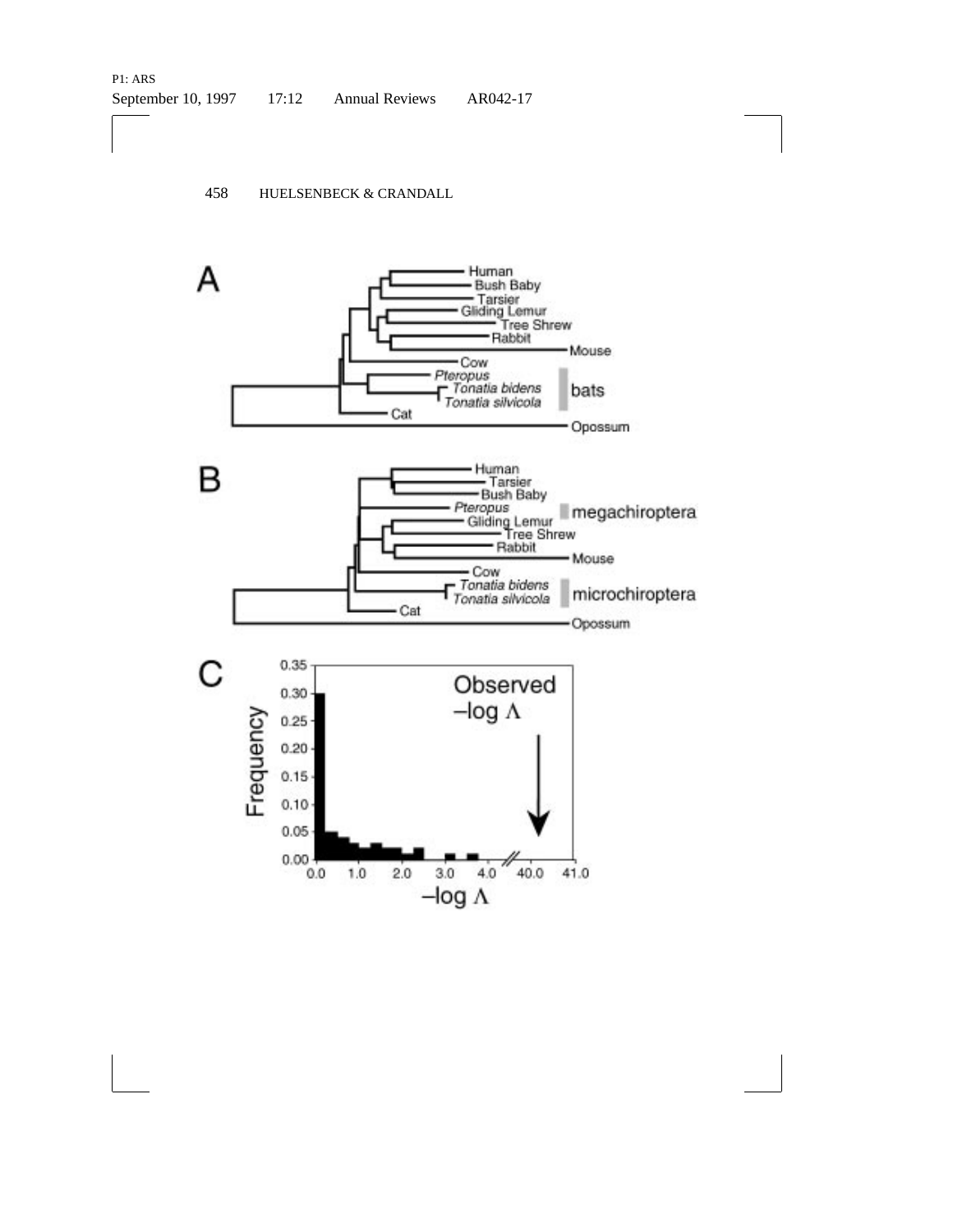A

Human
Bush Baby
Tarsier
Gliding Lemur
Tree Shrew
Rabbit
Mouse
Cow
*Pteropus*
*Tonatia bidens*
*Tonatia silvicola*
bats
Cat
Opossum

B

Human
Tarsier
Bush Baby
*Pteropus*
megachiroptera
Gliding Lemur
Tree Shrew
Rabbit
Mouse
Cow
*Tonatia bidens*
*Tonatia silvicola*
microchiroptera
Cat
Opossum

C

Frequency

Observed $-\log \Lambda$

$-\log \Lambda$

0.00, 0.05, 0.10, 0.15, 0.20, 0.25, 0.30, 0.35

0.0, 1.0, 2.0, 3.0, 4.0, 40.0, 41.0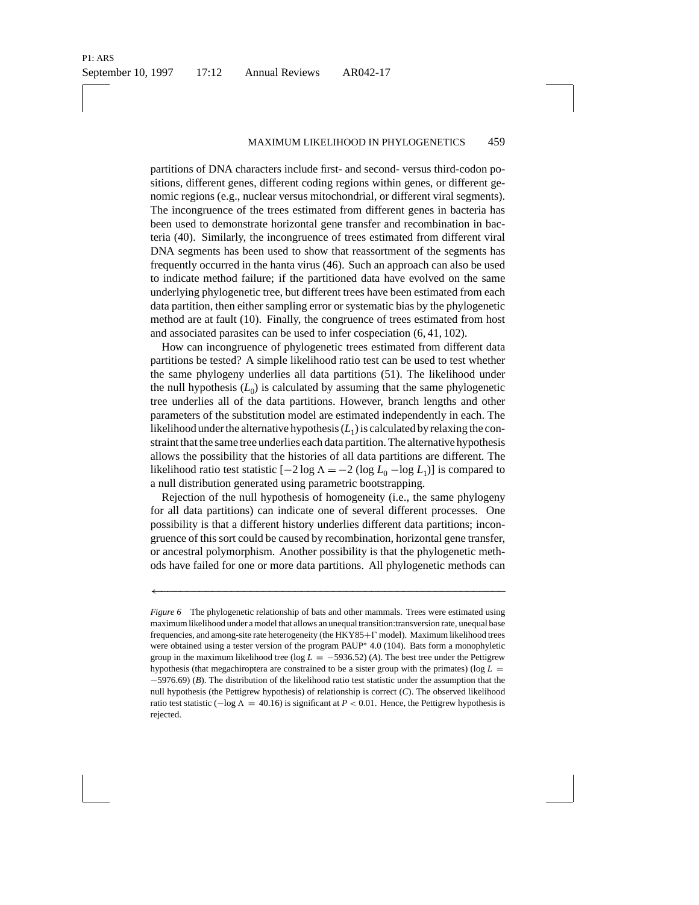partitions of DNA characters include first- and second- versus third-codon positions, different genes, different coding regions within genes, or different genomic regions (e.g., nuclear versus mitochondrial, or different viral segments). The incongruence of the trees estimated from different genes in bacteria has been used to demonstrate horizontal gene transfer and recombination in bacteria (40). Similarly, the incongruence of trees estimated from different viral DNA segments has been used to show that reassortment of the segments has frequently occurred in the hanta virus (46). Such an approach can also be used to indicate method failure; if the partitioned data have evolved on the same underlying phylogenetic tree, but different trees have been estimated from each data partition, then either sampling error or systematic bias by the phylogenetic method are at fault (10). Finally, the congruence of trees estimated from host and associated parasites can be used to infer cospeciation (6, 41, 102).

How can incongruence of phylogenetic trees estimated from different data partitions be tested? A simple likelihood ratio test can be used to test whether the same phylogeny underlies all data partitions (51). The likelihood under the null hypothesis ($L_0$) is calculated by assuming that the same phylogenetic tree underlies all of the data partitions. However, branch lengths and other parameters of the substitution model are estimated independently in each. The likelihood under the alternative hypothesis ($L_1$) is calculated by relaxing the constraint that the same tree underlies each data partition. The alternative hypothesis allows the possibility that the histories of all data partitions are different. The likelihood ratio test statistic [$-2 \log \Lambda = -2\ (\log L_0 - \log L_1)$] is compared to a null distribution generated using parametric bootstrapping.

Rejection of the null hypothesis of homogeneity (i.e., the same phylogeny for all data partitions) can indicate one of several different processes. One possibility is that a different history underlies different data partitions; incongruence of this sort could be caused by recombination, horizontal gene transfer, or ancestral polymorphism. Another possibility is that the phylogenetic methods have failed for one or more data partitions. All phylogenetic methods can

*Figure 6* The phylogenetic relationship of bats and other mammals. Trees were estimated using maximum likelihood under a model that allows an unequal transition:transversion rate, unequal base frequencies, and among-site rate heterogeneity (the HKY85+$\Gamma$ model). Maximum likelihood trees were obtained using a tester version of the program PAUP* 4.0 (104). Bats form a monophyletic group in the maximum likelihood tree ($\log L = -5936.52$) (*A*). The best tree under the Pettigrew hypothesis (that megachiroptera are constrained to be a sister group with the primates) ($\log L = -5976.69$) (*B*). The distribution of the likelihood ratio test statistic under the assumption that the null hypothesis (the Pettigrew hypothesis) of relationship is correct (*C*). The observed likelihood ratio test statistic ($-\log \Lambda = 40.16$) is significant at $P < 0.01$. Hence, the Pettigrew hypothesis is rejected.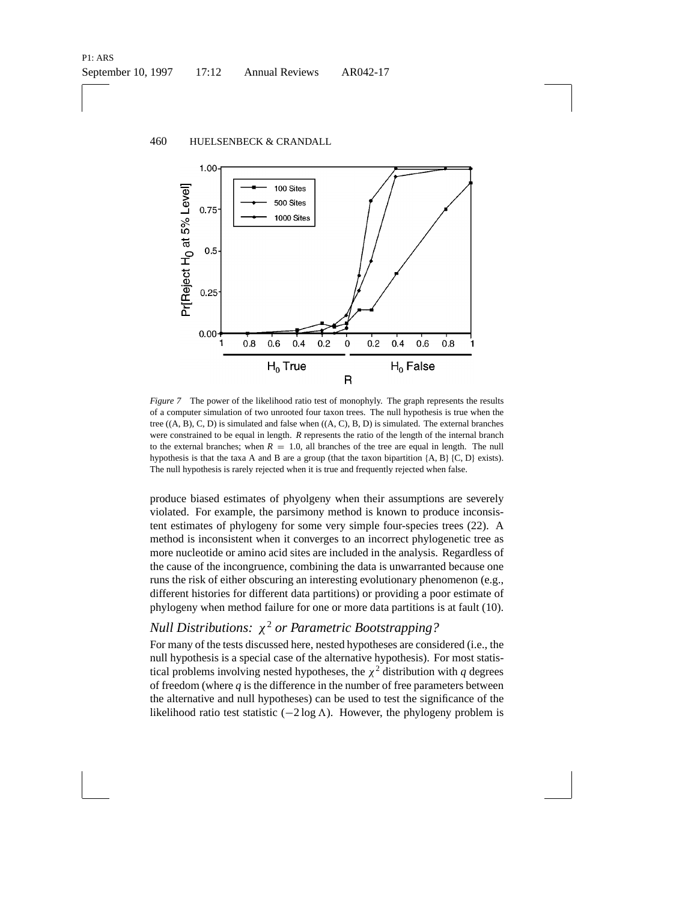*Figure 7* The power of the likelihood ratio test of monophyly. The graph represents the results of a computer simulation of two unrooted four taxon trees. The null hypothesis is true when the tree ((A, B), C, D) is simulated and false when ((A, C), B, D) is simulated. The external branches were constrained to be equal in length. *R* represents the ratio of the length of the internal branch to the external branches; when $R = 1.0$, all branches of the tree are equal in length. The null hypothesis is that the taxa A and B are a group (that the taxon bipartition {A, B} {C, D} exists). The null hypothesis is rarely rejected when it is true and frequently rejected when false.

produce biased estimates of phyolgeny when their assumptions are severely violated. For example, the parsimony method is known to produce inconsistent estimates of phylogeny for some very simple four-species trees (22). A method is inconsistent when it converges to an incorrect phylogenetic tree as more nucleotide or amino acid sites are included in the analysis. Regardless of the cause of the incongruence, combining the data is unwarranted because one runs the risk of either obscuring an interesting evolutionary phenomenon (e.g., different histories for different data partitions) or providing a poor estimate of phylogeny when method failure for one or more data partitions is at fault (10).

## *Null Distributions: $\chi^2$ or Parametric Bootstrapping?*

For many of the tests discussed here, nested hypotheses are considered (i.e., the null hypothesis is a special case of the alternative hypothesis). For most statistical problems involving nested hypotheses, the $\chi^2$ distribution with *q* degrees of freedom (where *q* is the difference in the number of free parameters between the alternative and null hypotheses) can be used to test the significance of the likelihood ratio test statistic ($-2 \log \Lambda$). However, the phylogeny problem is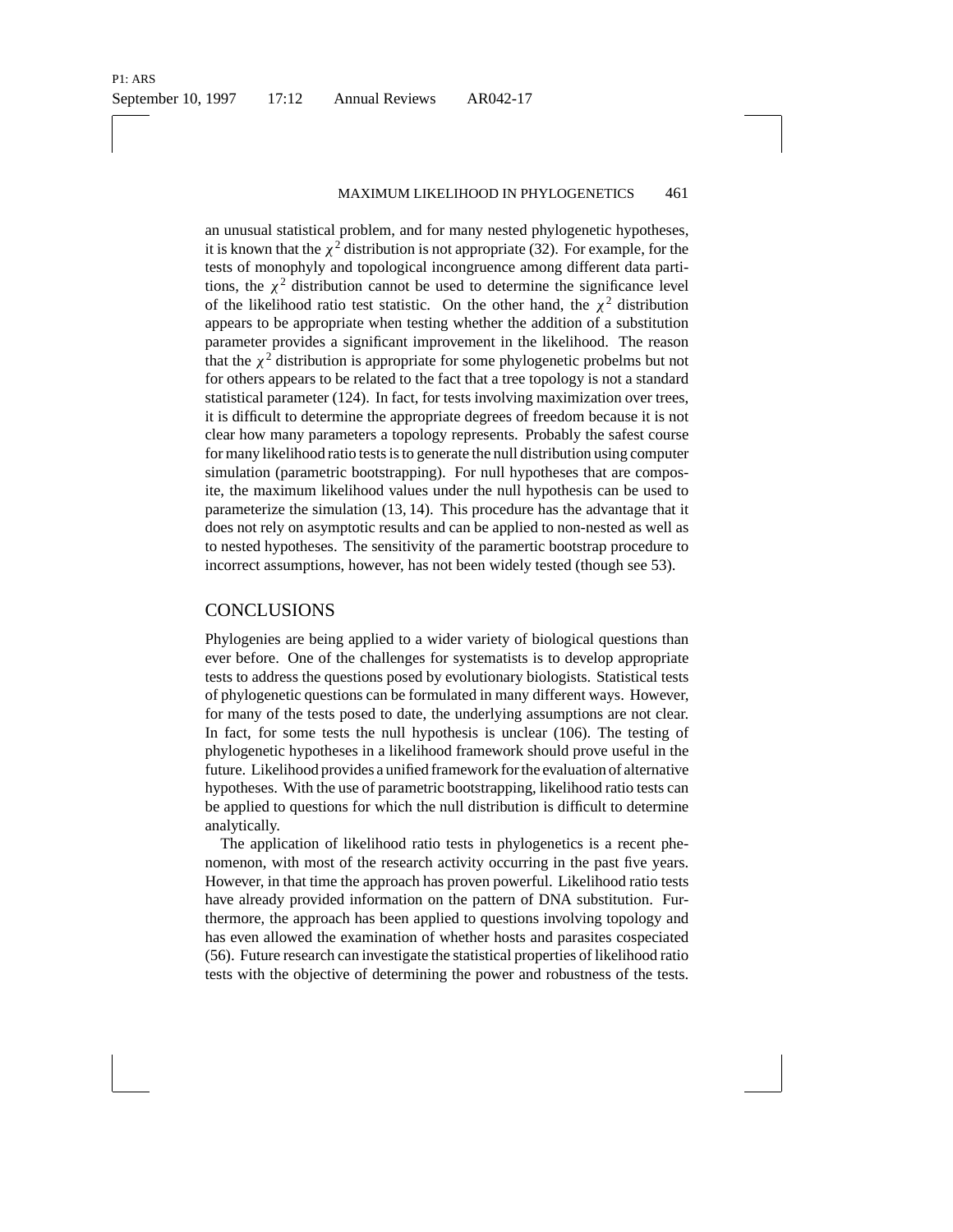an unusual statistical problem, and for many nested phylogenetic hypotheses, it is known that the $\chi^2$ distribution is not appropriate (32). For example, for the tests of monophyly and topological incongruence among different data partitions, the $\chi^2$ distribution cannot be used to determine the significance level of the likelihood ratio test statistic. On the other hand, the $\chi^2$ distribution appears to be appropriate when testing whether the addition of a substitution parameter provides a significant improvement in the likelihood. The reason that the $\chi^2$ distribution is appropriate for some phylogenetic probelms but not for others appears to be related to the fact that a tree topology is not a standard statistical parameter (124). In fact, for tests involving maximization over trees, it is difficult to determine the appropriate degrees of freedom because it is not clear how many parameters a topology represents. Probably the safest course for many likelihood ratio tests is to generate the null distribution using computer simulation (parametric bootstrapping). For null hypotheses that are composite, the maximum likelihood values under the null hypothesis can be used to parameterize the simulation (13, 14). This procedure has the advantage that it does not rely on asymptotic results and can be applied to non-nested as well as to nested hypotheses. The sensitivity of the paramertic bootstrap procedure to incorrect assumptions, however, has not been widely tested (though see 53).

## CONCLUSIONS

Phylogenies are being applied to a wider variety of biological questions than ever before. One of the challenges for systematists is to develop appropriate tests to address the questions posed by evolutionary biologists. Statistical tests of phylogenetic questions can be formulated in many different ways. However, for many of the tests posed to date, the underlying assumptions are not clear. In fact, for some tests the null hypothesis is unclear (106). The testing of phylogenetic hypotheses in a likelihood framework should prove useful in the future. Likelihood provides a unified framework for the evaluation of alternative hypotheses. With the use of parametric bootstrapping, likelihood ratio tests can be applied to questions for which the null distribution is difficult to determine analytically.

The application of likelihood ratio tests in phylogenetics is a recent phenomenon, with most of the research activity occurring in the past five years. However, in that time the approach has proven powerful. Likelihood ratio tests have already provided information on the pattern of DNA substitution. Furthermore, the approach has been applied to questions involving topology and has even allowed the examination of whether hosts and parasites cospeciated (56). Future research can investigate the statistical properties of likelihood ratio tests with the objective of determining the power and robustness of the tests.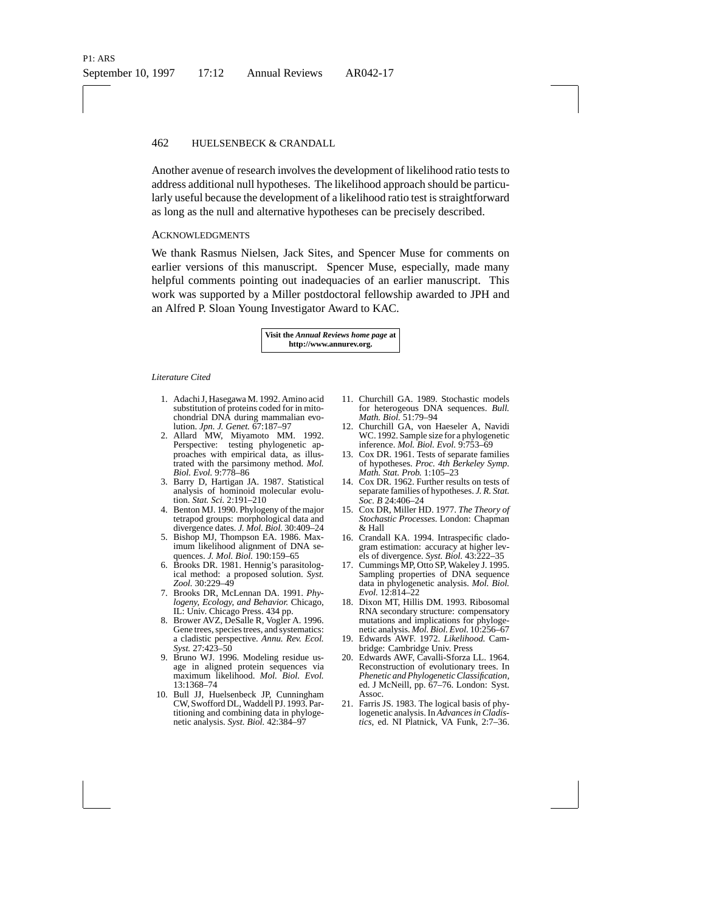Another avenue of research involves the development of likelihood ratio tests to address additional null hypotheses. The likelihood approach should be particularly useful because the development of a likelihood ratio test is straightforward as long as the null and alternative hypotheses can be precisely described.

## ACKNOWLEDGMENTS

We thank Rasmus Nielsen, Jack Sites, and Spencer Muse for comments on earlier versions of this manuscript. Spencer Muse, especially, made many helpful comments pointing out inadequacies of an earlier manuscript. This work was supported by a Miller postdoctoral fellowship awarded to JPH and an Alfred P. Sloan Young Investigator Award to KAC.

**Visit the *Annual Reviews home page* at http://www.annurev.org.**

*Literature Cited*

1. Adachi J, Hasegawa M. 1992. Amino acid substitution of proteins coded for in mitochondrial DNA during mammalian evolution. *Jpn. J. Genet.* 67:187–97
2. Allard MW, Miyamoto MM. 1992. Perspective: testing phylogenetic approaches with empirical data, as illustrated with the parsimony method. *Mol. Biol. Evol.* 9:778–86
3. Barry D, Hartigan JA. 1987. Statistical analysis of hominoid molecular evolution. *Stat. Sci.* 2:191–210
4. Benton MJ. 1990. Phylogeny of the major tetrapod groups: morphological data and divergence dates. *J. Mol. Biol.* 30:409–24
5. Bishop MJ, Thompson EA. 1986. Maximum likelihood alignment of DNA sequences. *J. Mol. Biol.* 190:159–65
6. Brooks DR. 1981. Hennig's parasitological method: a proposed solution. *Syst. Zool.* 30:229–49
7. Brooks DR, McLennan DA. 1991. *Phylogeny, Ecology, and Behavior.* Chicago, IL: Univ. Chicago Press. 434 pp.
8. Brower AVZ, DeSalle R, Vogler A. 1996. Gene trees, species trees, and systematics: a cladistic perspective. *Annu. Rev. Ecol. Syst.* 27:423–50
9. Bruno WJ. 1996. Modeling residue usage in aligned protein sequences via maximum likelihood. *Mol. Biol. Evol.* 13:1368–74
10. Bull JJ, Huelsenbeck JP, Cunningham CW, Swofford DL, Waddell PJ. 1993. Partitioning and combining data in phylogenetic analysis. *Syst. Biol.* 42:384–97
11. Churchill GA. 1989. Stochastic models for heterogeous DNA sequences. *Bull. Math. Biol.* 51:79–94
12. Churchill GA, von Haeseler A, Navidi WC. 1992. Sample size for a phylogenetic inference. *Mol. Biol. Evol.* 9:753–69
13. Cox DR. 1961. Tests of separate families of hypotheses. *Proc. 4th Berkeley Symp. Math. Stat. Prob.* 1:105–23
14. Cox DR. 1962. Further results on tests of separate families of hypotheses. *J. R. Stat. Soc. B* 24:406–24
15. Cox DR, Miller HD. 1977. *The Theory of Stochastic Processes.* London: Chapman & Hall
16. Crandall KA. 1994. Intraspecific cladogram estimation: accuracy at higher levels of divergence. *Syst. Biol.* 43:222–35
17. Cummings MP, Otto SP, Wakeley J. 1995. Sampling properties of DNA sequence data in phylogenetic analysis. *Mol. Biol. Evol.* 12:814–22
18. Dixon MT, Hillis DM. 1993. Ribosomal RNA secondary structure: compensatory mutations and implications for phylogenetic analysis. *Mol. Biol. Evol.* 10:256–67
19. Edwards AWF. 1972. *Likelihood.* Cambridge: Cambridge Univ. Press
20. Edwards AWF, Cavalli-Sforza LL. 1964. Reconstruction of evolutionary trees. In *Phenetic and Phylogenetic Classification,* ed. J McNeill, pp. 67–76. London: Syst. Assoc.
21. Farris JS. 1983. The logical basis of phylogenetic analysis. In *Advances in Cladistics,* ed. NI Platnick, VA Funk, 2:7–36.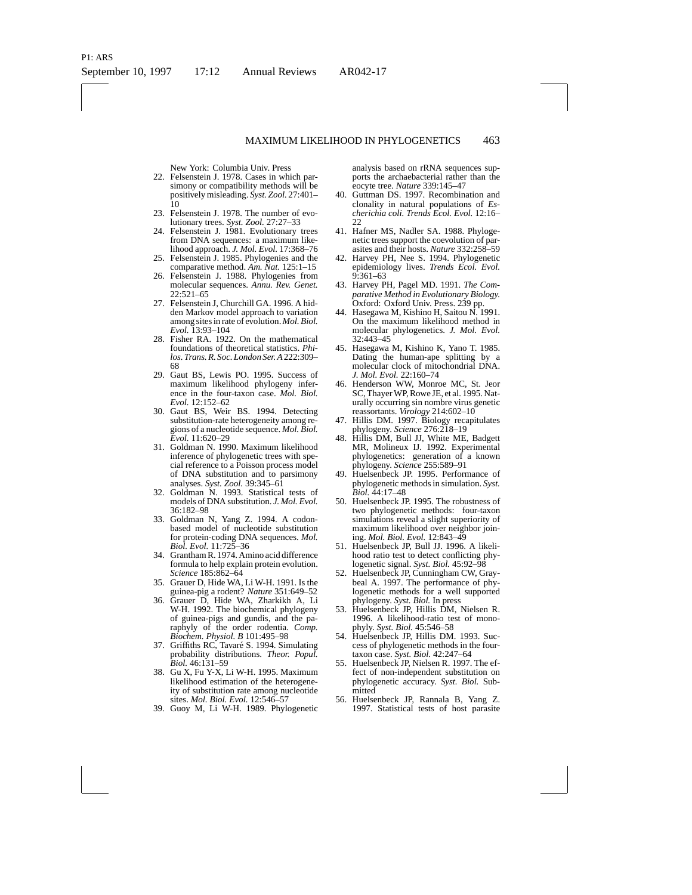New York: Columbia Univ. Press

22. Felsenstein J. 1978. Cases in which parsimony or compatibility methods will be positively misleading. *Syst. Zool.* 27:401–10
23. Felsenstein J. 1978. The number of evolutionary trees. *Syst. Zool.* 27:27–33
24. Felsenstein J. 1981. Evolutionary trees from DNA sequences: a maximum likelihood approach. *J. Mol. Evol.* 17:368–76
25. Felsenstein J. 1985. Phylogenies and the comparative method. *Am. Nat.* 125:1–15
26. Felsenstein J. 1988. Phylogenies from molecular sequences. *Annu. Rev. Genet.* 22:521–65
27. Felsenstein J, Churchill GA. 1996. A hidden Markov model approach to variation among sites in rate of evolution. *Mol. Biol. Evol.* 13:93–104
28. Fisher RA. 1922. On the mathematical foundations of theoretical statistics. *Philos. Trans. R. Soc. London Ser. A* 222:309–68
29. Gaut BS, Lewis PO. 1995. Success of maximum likelihood phylogeny inference in the four-taxon case. *Mol. Biol. Evol.* 12:152–62
30. Gaut BS, Weir BS. 1994. Detecting substitution-rate heterogeneity among regions of a nucleotide sequence. *Mol. Biol. Evol.* 11:620–29
31. Goldman N. 1990. Maximum likelihood inference of phylogenetic trees with special reference to a Poisson process model of DNA substitution and to parsimony analyses. *Syst. Zool.* 39:345–61
32. Goldman N. 1993. Statistical tests of models of DNA substitution. *J. Mol. Evol.* 36:182–98
33. Goldman N, Yang Z. 1994. A codon-based model of nucleotide substitution for protein-coding DNA sequences. *Mol. Biol. Evol.* 11:725–36
34. Grantham R. 1974. Amino acid difference formula to help explain protein evolution. *Science* 185:862–64
35. Grauer D, Hide WA, Li W-H. 1991. Is the guinea-pig a rodent? *Nature* 351:649–52
36. Grauer D, Hide WA, Zharkikh A, Li W-H. 1992. The biochemical phylogeny of guinea-pigs and gundis, and the paraphyly of the order rodentia. *Comp. Biochem. Physiol. B* 101:495–98
37. Griffiths RC, Tavaré S. 1994. Simulating probability distributions. *Theor. Popul. Biol.* 46:131–59
38. Gu X, Fu Y-X, Li W-H. 1995. Maximum likelihood estimation of the heterogeneity of substitution rate among nucleotide sites. *Mol. Biol. Evol.* 12:546–57
39. Guoy M, Li W-H. 1989. Phylogenetic analysis based on rRNA sequences supports the archaebacterial rather than the eocyte tree. *Nature* 339:145–47
40. Guttman DS. 1997. Recombination and clonality in natural populations of *Escherichia coli*. *Trends Ecol. Evol.* 12:16–22
41. Hafner MS, Nadler SA. 1988. Phylogenetic trees support the coevolution of parasites and their hosts. *Nature* 332:258–59
42. Harvey PH, Nee S. 1994. Phylogenetic epidemiology lives. *Trends Ecol. Evol.* 9:361–63
43. Harvey PH, Pagel MD. 1991. *The Comparative Method in Evolutionary Biology.* Oxford: Oxford Univ. Press. 239 pp.
44. Hasegawa M, Kishino H, Saitou N. 1991. On the maximum likelihood method in molecular phylogenetics. *J. Mol. Evol.* 32:443–45
45. Hasegawa M, Kishino K, Yano T. 1985. Dating the human-ape splitting by a molecular clock of mitochondrial DNA. *J. Mol. Evol.* 22:160–74
46. Henderson WW, Monroe MC, St. Jeor SC, Thayer WP, Rowe JE, et al. 1995. Naturally occurring sin nombre virus genetic reassortants. *Virology* 214:602–10
47. Hillis DM. 1997. Biology recapitulates phylogeny. *Science* 276:218–19
48. Hillis DM, Bull JJ, White ME, Badgett MR, Molineux IJ. 1992. Experimental phylogenetics: generation of a known phylogeny. *Science* 255:589–91
49. Huelsenbeck JP. 1995. Performance of phylogenetic methods in simulation. *Syst. Biol.* 44:17–48
50. Huelsenbeck JP. 1995. The robustness of two phylogenetic methods: four-taxon simulations reveal a slight superiority of maximum likelihood over neighbor joining. *Mol. Biol. Evol.* 12:843–49
51. Huelsenbeck JP, Bull JJ. 1996. A likelihood ratio test to detect conflicting phylogenetic signal. *Syst. Biol.* 45:92–98
52. Huelsenbeck JP, Cunningham CW, Graybeal A. 1997. The performance of phylogenetic methods for a well supported phylogeny. *Syst. Biol.* In press
53. Huelsenbeck JP, Hillis DM, Nielsen R. 1996. A likelihood-ratio test of monophyly. *Syst. Biol.* 45:546–58
54. Huelsenbeck JP, Hillis DM. 1993. Success of phylogenetic methods in the four-taxon case. *Syst. Biol.* 42:247–64
55. Huelsenbeck JP, Nielsen R. 1997. The effect of non-independent substitution on phylogenetic accuracy. *Syst. Biol.* Submitted
56. Huelsenbeck JP, Rannala B, Yang Z. 1997. Statistical tests of host parasite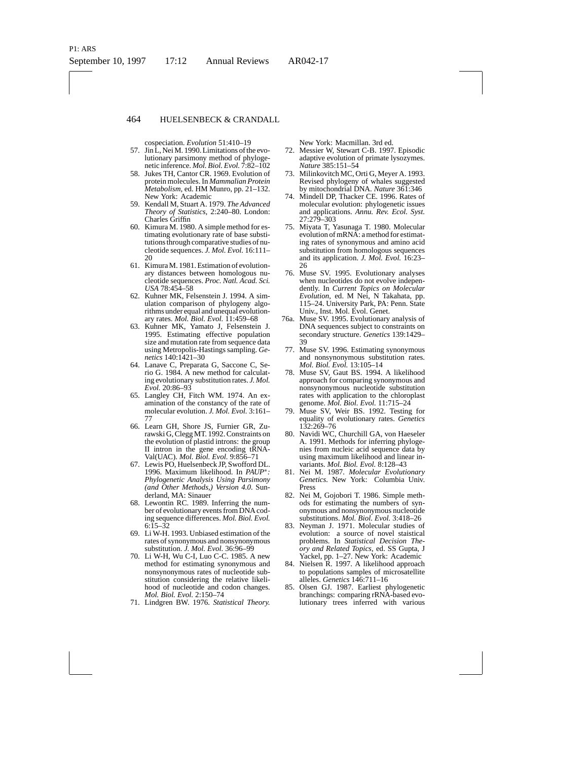cospeciation. *Evolution* 51:410–19

57. Jin L, Nei M. 1990. Limitations of the evolutionary parsimony method of phylogenetic inference. *Mol. Biol. Evol.* 7:82–102
58. Jukes TH, Cantor CR. 1969. Evolution of protein molecules. In *Mammalian Protein Metabolism*, ed. HM Munro, pp. 21–132. New York: Academic
59. Kendall M, Stuart A. 1979. *The Advanced Theory of Statistics*, 2:240–80. London: Charles Griffin
60. Kimura M. 1980. A simple method for estimating evolutionary rate of base substitutions through comparative studies of nucleotide sequences. *J. Mol. Evol.* 16:111–20
61. Kimura M. 1981. Estimation of evolutionary distances between homologous nucleotide sequences. *Proc. Natl. Acad. Sci. USA* 78:454–58
62. Kuhner MK, Felsenstein J. 1994. A simulation comparison of phylogeny algorithms under equal and unequal evolutionary rates. *Mol. Biol. Evol.* 11:459–68
63. Kuhner MK, Yamato J, Felsenstein J. 1995. Estimating effective population size and mutation rate from sequence data using Metropolis-Hastings sampling. *Genetics* 140:1421–30
64. Lanave C, Preparata G, Saccone C, Serio G. 1984. A new method for calculating evolutionary substitution rates. *J. Mol. Evol.* 20:86–93
65. Langley CH, Fitch WM. 1974. An examination of the constancy of the rate of molecular evolution. *J. Mol. Evol.* 3:161–77
66. Learn GH, Shore JS, Furnier GR, Zurawski G, Clegg MT. 1992. Constraints on the evolution of plastid introns: the group II intron in the gene encoding tRNA-Val(UAC). *Mol. Biol. Evol.* 9:856–71
67. Lewis PO, Huelsenbeck JP, Swofford DL. 1996. Maximum likelihood. In *PAUP\*: Phylogenetic Analysis Using Parsimony (and Other Methods,) Version 4.0*. Sunderland, MA: Sinauer
68. Lewontin RC. 1989. Inferring the number of evolutionary events from DNA coding sequence differences. *Mol. Biol. Evol.* 6:15–32
69. Li W-H. 1993. Unbiased estimation of the rates of synonymous and nonsynonymous substitution. *J. Mol. Evol.* 36:96–99
70. Li W-H, Wu C-I, Luo C-C. 1985. A new method for estimating synonymous and nonsynonymous rates of nucleotide substitution considering the relative likelihood of nucleotide and codon changes. *Mol. Biol. Evol.* 2:150–74
71. Lindgren BW. 1976. *Statistical Theory.* New York: Macmillan. 3rd ed.
72. Messier W, Stewart C-B. 1997. Episodic adaptive evolution of primate lysozymes. *Nature* 385:151–54
73. Milinkovitch MC, Orti G, Meyer A. 1993. Revised phylogeny of whales suggested by mitochondrial DNA. *Nature* 361:346
74. Mindell DP, Thacker CE. 1996. Rates of molecular evolution: phylogenetic issues and applications. *Annu. Rev. Ecol. Syst.* 27:279–303
75. Miyata T, Yasunaga T. 1980. Molecular evolution of mRNA: a method for estimating rates of synonymous and amino acid substitution from homologous sequences and its application. *J. Mol. Evol.* 16:23–26
76. Muse SV. 1995. Evolutionary analyses when nucleotides do not evolve independently. In *Current Topics on Molecular Evolution*, ed. M Nei, N Takahata, pp. 115–24. University Park, PA: Penn. State Univ., Inst. Mol. Evol. Genet.

76a. Muse SV. 1995. Evolutionary analysis of DNA sequences subject to constraints on secondary structure. *Genetics* 139:1429–39

77. Muse SV. 1996. Estimating synonymous and nonsynonymous substitution rates. *Mol. Biol. Evol.* 13:105–14
78. Muse SV, Gaut BS. 1994. A likelihood approach for comparing synonymous and nonsynonymous nucleotide substitution rates with application to the chloroplast genome. *Mol. Biol. Evol.* 11:715–24
79. Muse SV, Weir BS. 1992. Testing for equality of evolutionary rates. *Genetics* 132:269–76
80. Navidi WC, Churchill GA, von Haeseler A. 1991. Methods for inferring phylogenies from nucleic acid sequence data by using maximum likelihood and linear invariants. *Mol. Biol. Evol.* 8:128–43
81. Nei M. 1987. *Molecular Evolutionary Genetics*. New York: Columbia Univ. Press
82. Nei M, Gojobori T. 1986. Simple methods for estimating the numbers of synonymous and nonsynonymous nucleotide substitutions. *Mol. Biol. Evol.* 3:418–26
83. Neyman J. 1971. Molecular studies of evolution: a source of novel staistical problems. In *Statistical Decision Theory and Related Topics*, ed. SS Gupta, J Yackel, pp. 1–27. New York: Academic
84. Nielsen R. 1997. A likelihood approach to populations samples of microsatellite alleles. *Genetics* 146:711–16
85. Olsen GJ. 1987. Earliest phylogenetic branchings: comparing rRNA-based evolutionary trees inferred with various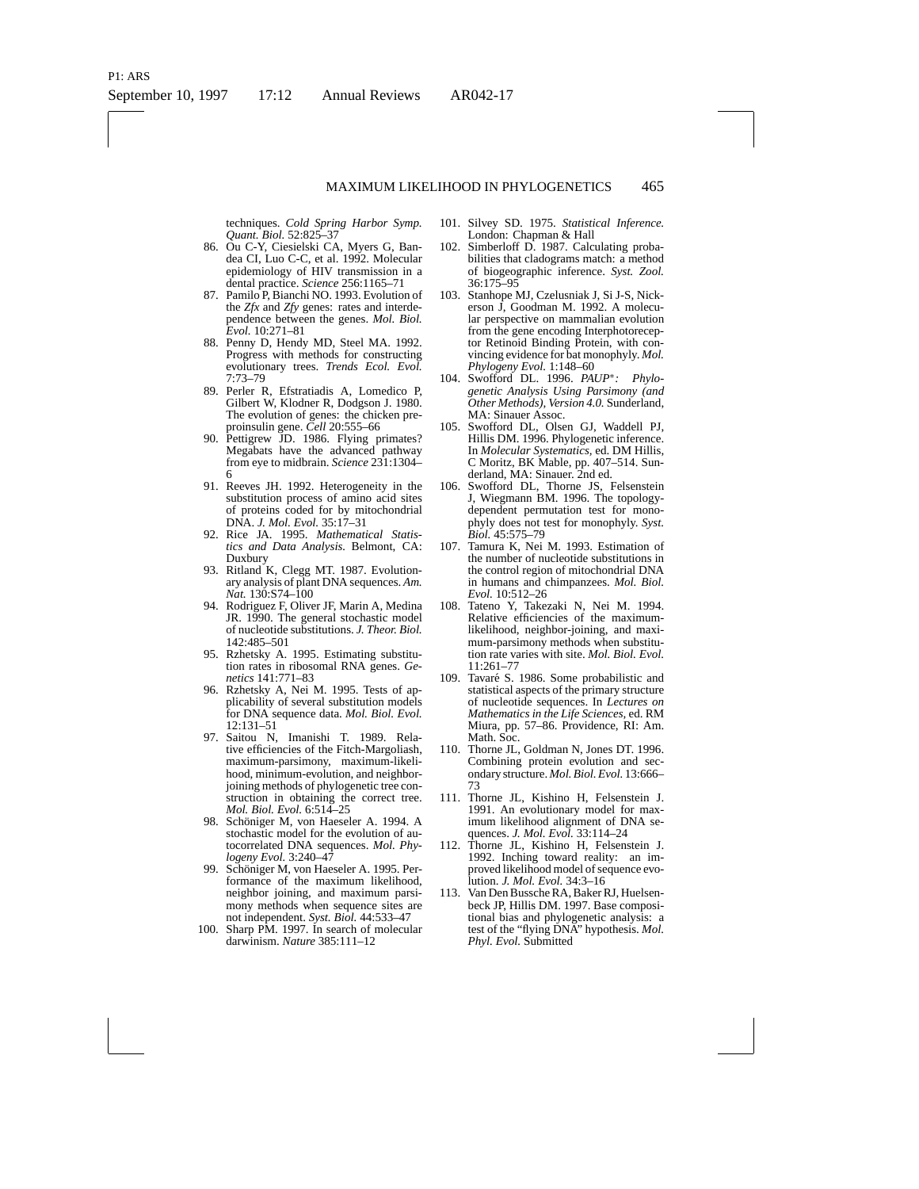techniques. *Cold Spring Harbor Symp. Quant. Biol.* 52:825–37

86. Ou C-Y, Ciesielski CA, Myers G, Bandea CI, Luo C-C, et al. 1992. Molecular epidemiology of HIV transmission in a dental practice. *Science* 256:1165–71
87. Pamilo P, Bianchi NO. 1993. Evolution of the *Zfx* and *Zfy* genes: rates and interdependence between the genes. *Mol. Biol. Evol.* 10:271–81
88. Penny D, Hendy MD, Steel MA. 1992. Progress with methods for constructing evolutionary trees. *Trends Ecol. Evol.* 7:73–79
89. Perler R, Efstratiadis A, Lomedico P, Gilbert W, Klodner R, Dodgson J. 1980. The evolution of genes: the chicken preproinsulin gene. *Cell* 20:555–66
90. Pettigrew JD. 1986. Flying primates? Megabats have the advanced pathway from eye to midbrain. *Science* 231:1304–6
91. Reeves JH. 1992. Heterogeneity in the substitution process of amino acid sites of proteins coded for by mitochondrial DNA. *J. Mol. Evol.* 35:17–31
92. Rice JA. 1995. *Mathematical Statistics and Data Analysis.* Belmont, CA: Duxbury
93. Ritland K, Clegg MT. 1987. Evolutionary analysis of plant DNA sequences. *Am. Nat.* 130:S74–100
94. Rodriguez F, Oliver JF, Marin A, Medina JR. 1990. The general stochastic model of nucleotide substitutions. *J. Theor. Biol.* 142:485–501
95. Rzhetsky A. 1995. Estimating substitution rates in ribosomal RNA genes. *Genetics* 141:771–83
96. Rzhetsky A, Nei M. 1995. Tests of applicability of several substitution models for DNA sequence data. *Mol. Biol. Evol.* 12:131–51
97. Saitou N, Imanishi T. 1989. Relative efficiencies of the Fitch-Margoliash, maximum-parsimony, maximum-likelihood, minimum-evolution, and neighbor-joining methods of phylogenetic tree construction in obtaining the correct tree. *Mol. Biol. Evol.* 6:514–25
98. Schöniger M, von Haeseler A. 1994. A stochastic model for the evolution of autocorrelated DNA sequences. *Mol. Phylogeny Evol.* 3:240–47
99. Schöniger M, von Haeseler A. 1995. Performance of the maximum likelihood, neighbor joining, and maximum parsimony methods when sequence sites are not independent. *Syst. Biol.* 44:533–47
100. Sharp PM. 1997. In search of molecular darwinism. *Nature* 385:111–12
101. Silvey SD. 1975. *Statistical Inference.* London: Chapman & Hall
102. Simberloff D. 1987. Calculating probabilities that cladograms match: a method of biogeographic inference. *Syst. Zool.* 36:175–95
103. Stanhope MJ, Czelusniak J, Si J-S, Nickerson J, Goodman M. 1992. A molecular perspective on mammalian evolution from the gene encoding Interphotoreceptor Retinoid Binding Protein, with convincing evidence for bat monophyly. *Mol. Phylogeny Evol.* 1:148–60
104. Swofford DL. 1996. *PAUP\*: Phylogenetic Analysis Using Parsimony (and Other Methods), Version 4.0.* Sunderland, MA: Sinauer Assoc.
105. Swofford DL, Olsen GJ, Waddell PJ, Hillis DM. 1996. Phylogenetic inference. In *Molecular Systematics,* ed. DM Hillis, C Moritz, BK Mable, pp. 407–514. Sunderland, MA: Sinauer. 2nd ed.
106. Swofford DL, Thorne JS, Felsenstein J, Wiegmann BM. 1996. The topology-dependent permutation test for monophyly does not test for monophyly. *Syst. Biol.* 45:575–79
107. Tamura K, Nei M. 1993. Estimation of the number of nucleotide substitutions in the control region of mitochondrial DNA in humans and chimpanzees. *Mol. Biol. Evol.* 10:512–26
108. Tateno Y, Takezaki N, Nei M. 1994. Relative efficiencies of the maximum-likelihood, neighbor-joining, and maximum-parsimony methods when substitution rate varies with site. *Mol. Biol. Evol.* 11:261–77
109. Tavaré S. 1986. Some probabilistic and statistical aspects of the primary structure of nucleotide sequences. In *Lectures on Mathematics in the Life Sciences,* ed. RM Miura, pp. 57–86. Providence, RI: Am. Math. Soc.
110. Thorne JL, Goldman N, Jones DT. 1996. Combining protein evolution and secondary structure. *Mol. Biol. Evol.* 13:666–73
111. Thorne JL, Kishino H, Felsenstein J. 1991. An evolutionary model for maximum likelihood alignment of DNA sequences. *J. Mol. Evol.* 33:114–24
112. Thorne JL, Kishino H, Felsenstein J. 1992. Inching toward reality: an improved likelihood model of sequence evolution. *J. Mol. Evol.* 34:3–16
113. Van Den Bussche RA, Baker RJ, Huelsenbeck JP, Hillis DM. 1997. Base compositional bias and phylogenetic analysis: a test of the "flying DNA" hypothesis. *Mol. Phyl. Evol.* Submitted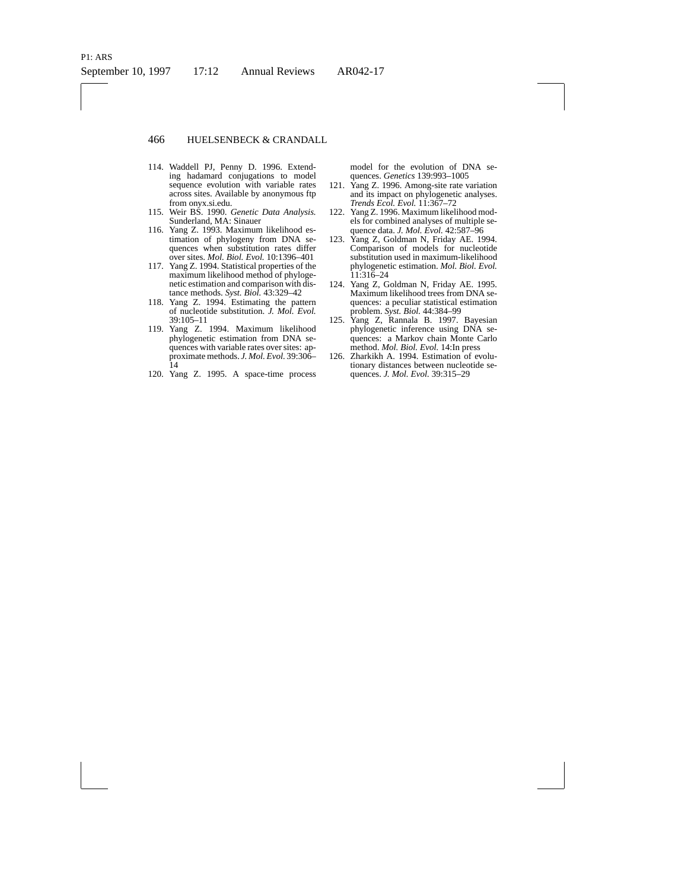114. Waddell PJ, Penny D. 1996. Extending hadamard conjugations to model sequence evolution with variable rates across sites. Available by anonymous ftp from onyx.si.edu.
115. Weir BS. 1990. *Genetic Data Analysis.* Sunderland, MA: Sinauer
116. Yang Z. 1993. Maximum likelihood estimation of phylogeny from DNA sequences when substitution rates differ over sites. *Mol. Biol. Evol.* 10:1396–401
117. Yang Z. 1994. Statistical properties of the maximum likelihood method of phylogenetic estimation and comparison with distance methods. *Syst. Biol.* 43:329–42
118. Yang Z. 1994. Estimating the pattern of nucleotide substitution. *J. Mol. Evol.* 39:105–11
119. Yang Z. 1994. Maximum likelihood phylogenetic estimation from DNA sequences with variable rates over sites: approximate methods. *J. Mol. Evol.* 39:306–14
120. Yang Z. 1995. A space-time process model for the evolution of DNA sequences. *Genetics* 139:993–1005
121. Yang Z. 1996. Among-site rate variation and its impact on phylogenetic analyses. *Trends Ecol. Evol.* 11:367–72
122. Yang Z. 1996. Maximum likelihood models for combined analyses of multiple sequence data. *J. Mol. Evol.* 42:587–96
123. Yang Z, Goldman N, Friday AE. 1994. Comparison of models for nucleotide substitution used in maximum-likelihood phylogenetic estimation. *Mol. Biol. Evol.* 11:316–24
124. Yang Z, Goldman N, Friday AE. 1995. Maximum likelihood trees from DNA sequences: a peculiar statistical estimation problem. *Syst. Biol.* 44:384–99
125. Yang Z, Rannala B. 1997. Bayesian phylogenetic inference using DNA sequences: a Markov chain Monte Carlo method. *Mol. Biol. Evol.* 14:In press
126. Zharkikh A. 1994. Estimation of evolutionary distances between nucleotide sequences. *J. Mol. Evol.* 39:315–29